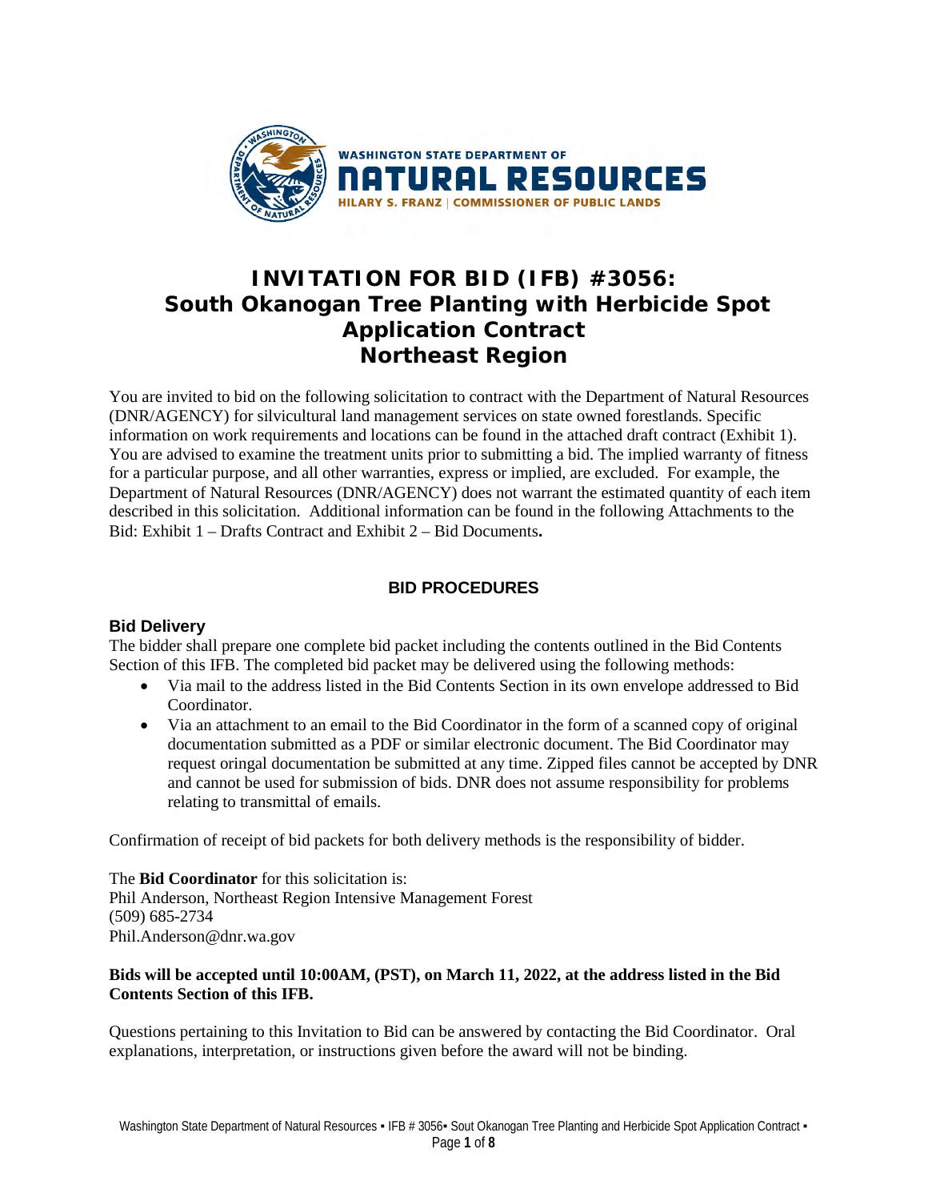WASHINGTON STATE DEPARTMENT OF
NATURAL RESOURCES
HILARY S. FRANZ | COMMISSIONER OF PUBLIC LANDS

# INVITATION FOR BID (IFB) #3056: South Okanogan Tree Planting with Herbicide Spot Application Contract Northeast Region

You are invited to bid on the following solicitation to contract with the Department of Natural Resources (DNR/AGENCY) for silvicultural land management services on state owned forestlands. Specific information on work requirements and locations can be found in the attached draft contract (Exhibit 1). You are advised to examine the treatment units prior to submitting a bid. The implied warranty of fitness for a particular purpose, and all other warranties, express or implied, are excluded. For example, the Department of Natural Resources (DNR/AGENCY) does not warrant the estimated quantity of each item described in this solicitation. Additional information can be found in the following Attachments to the Bid: Exhibit 1 – Drafts Contract and Exhibit 2 – Bid Documents**.**

## BID PROCEDURES

### Bid Delivery

The bidder shall prepare one complete bid packet including the contents outlined in the Bid Contents Section of this IFB. The completed bid packet may be delivered using the following methods:

- Via mail to the address listed in the Bid Contents Section in its own envelope addressed to Bid Coordinator.
- Via an attachment to an email to the Bid Coordinator in the form of a scanned copy of original documentation submitted as a PDF or similar electronic document. The Bid Coordinator may request oringal documentation be submitted at any time. Zipped files cannot be accepted by DNR and cannot be used for submission of bids. DNR does not assume responsibility for problems relating to transmittal of emails.

Confirmation of receipt of bid packets for both delivery methods is the responsibility of bidder.

The **Bid Coordinator** for this solicitation is:
Phil Anderson, Northeast Region Intensive Management Forest
(509) 685-2734
Phil.Anderson@dnr.wa.gov

**Bids will be accepted until 10:00AM, (PST), on March 11, 2022, at the address listed in the Bid Contents Section of this IFB.**

Questions pertaining to this Invitation to Bid can be answered by contacting the Bid Coordinator. Oral explanations, interpretation, or instructions given before the award will not be binding.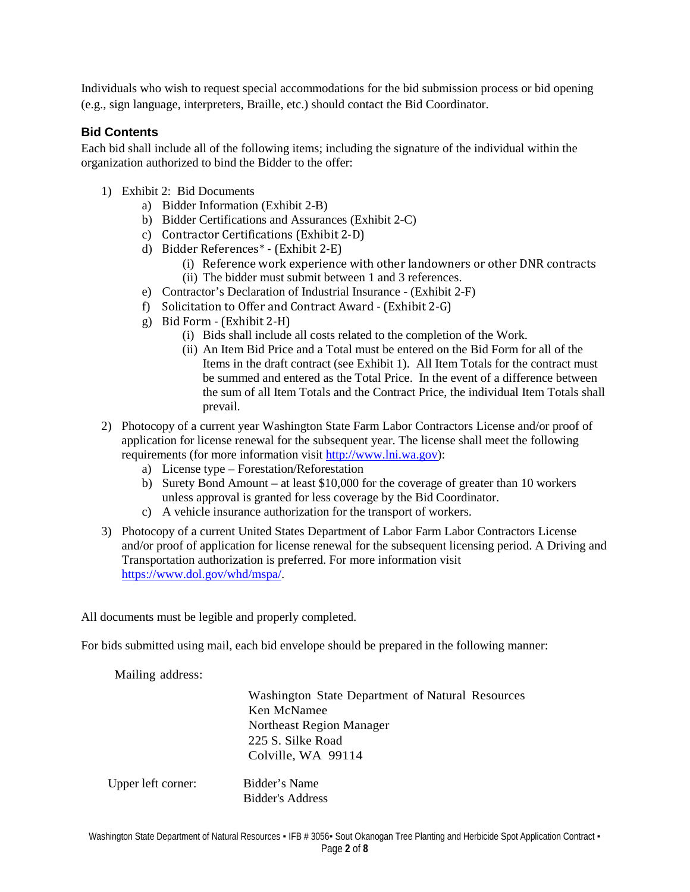Individuals who wish to request special accommodations for the bid submission process or bid opening (e.g., sign language, interpreters, Braille, etc.) should contact the Bid Coordinator.

### Bid Contents

Each bid shall include all of the following items; including the signature of the individual within the organization authorized to bind the Bidder to the offer:

1) Exhibit 2: Bid Documents
   a) Bidder Information (Exhibit 2-B)
   b) Bidder Certifications and Assurances (Exhibit 2-C)
   c) Contractor Certifications (Exhibit 2-D)
   d) Bidder References* - (Exhibit 2-E)
      (i) Reference work experience with other landowners or other DNR contracts
      (ii) The bidder must submit between 1 and 3 references.
   e) Contractor's Declaration of Industrial Insurance - (Exhibit 2-F)
   f) Solicitation to Offer and Contract Award - (Exhibit 2-G)
   g) Bid Form - (Exhibit 2-H)
      (i) Bids shall include all costs related to the completion of the Work.
      (ii) An Item Bid Price and a Total must be entered on the Bid Form for all of the Items in the draft contract (see Exhibit 1). All Item Totals for the contract must be summed and entered as the Total Price. In the event of a difference between the sum of all Item Totals and the Contract Price, the individual Item Totals shall prevail.
2) Photocopy of a current year Washington State Farm Labor Contractors License and/or proof of application for license renewal for the subsequent year. The license shall meet the following requirements (for more information visit [http://www.lni.wa.gov](http://www.lni.wa.gov)):
   a) License type – Forestation/Reforestation
   b) Surety Bond Amount – at least $10,000 for the coverage of greater than 10 workers unless approval is granted for less coverage by the Bid Coordinator.
   c) A vehicle insurance authorization for the transport of workers.
3) Photocopy of a current United States Department of Labor Farm Labor Contractors License and/or proof of application for license renewal for the subsequent licensing period. A Driving and Transportation authorization is preferred. For more information visit [https://www.dol.gov/whd/mspa/](https://www.dol.gov/whd/mspa/).

All documents must be legible and properly completed.

For bids submitted using mail, each bid envelope should be prepared in the following manner:

Mailing address:

Washington State Department of Natural Resources
Ken McNamee
Northeast Region Manager
225 S. Silke Road
Colville, WA 99114

Upper left corner:

Bidder's Name
Bidder's Address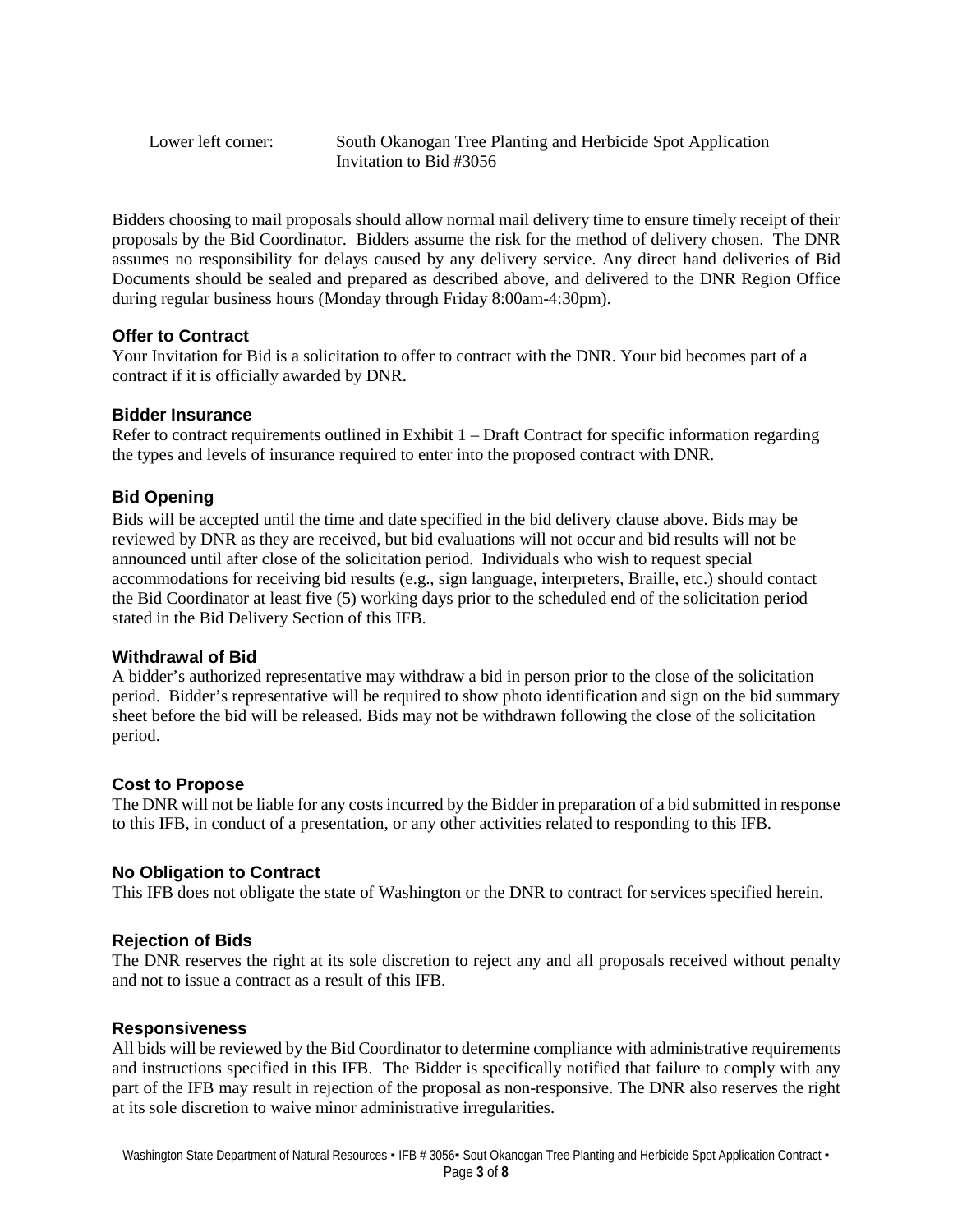Lower left corner: South Okanogan Tree Planting and Herbicide Spot Application
Invitation to Bid #3056

Bidders choosing to mail proposals should allow normal mail delivery time to ensure timely receipt of their proposals by the Bid Coordinator. Bidders assume the risk for the method of delivery chosen. The DNR assumes no responsibility for delays caused by any delivery service. Any direct hand deliveries of Bid Documents should be sealed and prepared as described above, and delivered to the DNR Region Office during regular business hours (Monday through Friday 8:00am-4:30pm).

### Offer to Contract

Your Invitation for Bid is a solicitation to offer to contract with the DNR. Your bid becomes part of a contract if it is officially awarded by DNR.

### Bidder Insurance

Refer to contract requirements outlined in Exhibit 1 – Draft Contract for specific information regarding the types and levels of insurance required to enter into the proposed contract with DNR.

### Bid Opening

Bids will be accepted until the time and date specified in the bid delivery clause above. Bids may be reviewed by DNR as they are received, but bid evaluations will not occur and bid results will not be announced until after close of the solicitation period. Individuals who wish to request special accommodations for receiving bid results (e.g., sign language, interpreters, Braille, etc.) should contact the Bid Coordinator at least five (5) working days prior to the scheduled end of the solicitation period stated in the Bid Delivery Section of this IFB.

### Withdrawal of Bid

A bidder's authorized representative may withdraw a bid in person prior to the close of the solicitation period. Bidder's representative will be required to show photo identification and sign on the bid summary sheet before the bid will be released. Bids may not be withdrawn following the close of the solicitation period.

### Cost to Propose

The DNR will not be liable for any costs incurred by the Bidder in preparation of a bid submitted in response to this IFB, in conduct of a presentation, or any other activities related to responding to this IFB.

### No Obligation to Contract

This IFB does not obligate the state of Washington or the DNR to contract for services specified herein.

### Rejection of Bids

The DNR reserves the right at its sole discretion to reject any and all proposals received without penalty and not to issue a contract as a result of this IFB.

### Responsiveness

All bids will be reviewed by the Bid Coordinator to determine compliance with administrative requirements and instructions specified in this IFB. The Bidder is specifically notified that failure to comply with any part of the IFB may result in rejection of the proposal as non-responsive. The DNR also reserves the right at its sole discretion to waive minor administrative irregularities.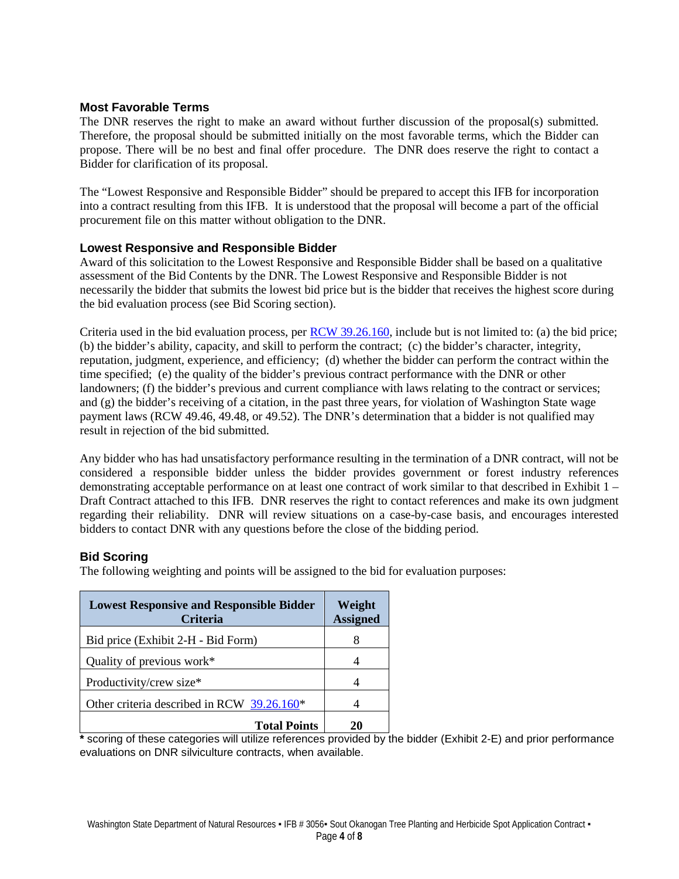### Most Favorable Terms

The DNR reserves the right to make an award without further discussion of the proposal(s) submitted. Therefore, the proposal should be submitted initially on the most favorable terms, which the Bidder can propose. There will be no best and final offer procedure. The DNR does reserve the right to contact a Bidder for clarification of its proposal.

The "Lowest Responsive and Responsible Bidder" should be prepared to accept this IFB for incorporation into a contract resulting from this IFB. It is understood that the proposal will become a part of the official procurement file on this matter without obligation to the DNR.

### Lowest Responsive and Responsible Bidder

Award of this solicitation to the Lowest Responsive and Responsible Bidder shall be based on a qualitative assessment of the Bid Contents by the DNR. The Lowest Responsive and Responsible Bidder is not necessarily the bidder that submits the lowest bid price but is the bidder that receives the highest score during the bid evaluation process (see Bid Scoring section).

Criteria used in the bid evaluation process, per RCW 39.26.160, include but is not limited to: (a) the bid price; (b) the bidder's ability, capacity, and skill to perform the contract; (c) the bidder's character, integrity, reputation, judgment, experience, and efficiency; (d) whether the bidder can perform the contract within the time specified; (e) the quality of the bidder's previous contract performance with the DNR or other landowners; (f) the bidder's previous and current compliance with laws relating to the contract or services; and (g) the bidder's receiving of a citation, in the past three years, for violation of Washington State wage payment laws (RCW 49.46, 49.48, or 49.52). The DNR's determination that a bidder is not qualified may result in rejection of the bid submitted.

Any bidder who has had unsatisfactory performance resulting in the termination of a DNR contract, will not be considered a responsible bidder unless the bidder provides government or forest industry references demonstrating acceptable performance on at least one contract of work similar to that described in Exhibit 1 – Draft Contract attached to this IFB. DNR reserves the right to contact references and make its own judgment regarding their reliability. DNR will review situations on a case-by-case basis, and encourages interested bidders to contact DNR with any questions before the close of the bidding period.

### Bid Scoring

The following weighting and points will be assigned to the bid for evaluation purposes:

| Lowest Responsive and Responsible Bidder Criteria | Weight Assigned |
|---|---|
| Bid price (Exhibit 2-H - Bid Form) | 8 |
| Quality of previous work* | 4 |
| Productivity/crew size* | 4 |
| Other criteria described in RCW 39.26.160* | 4 |
| **Total Points** | **20** |

**\*** scoring of these categories will utilize references provided by the bidder (Exhibit 2-E) and prior performance evaluations on DNR silviculture contracts, when available.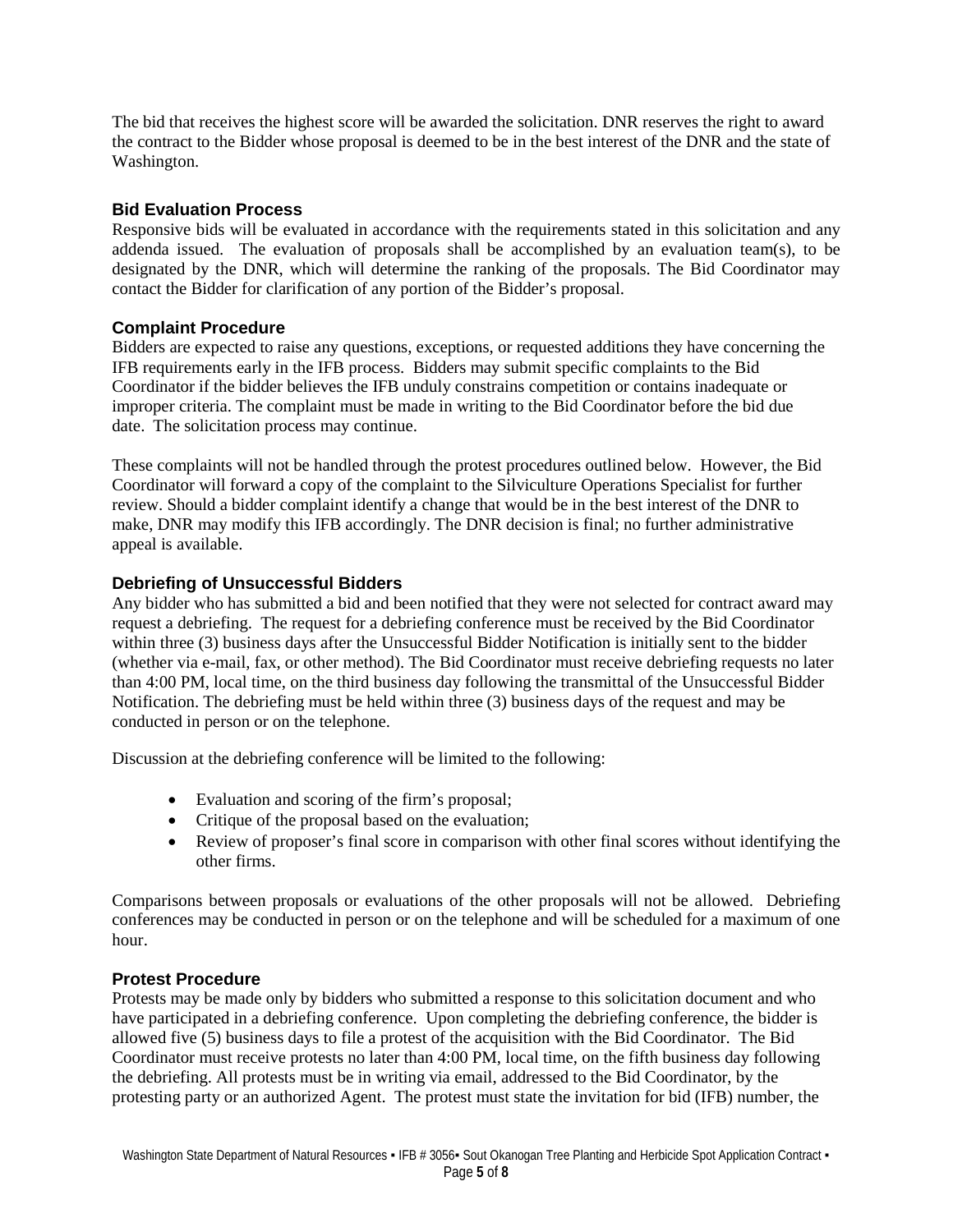The bid that receives the highest score will be awarded the solicitation. DNR reserves the right to award the contract to the Bidder whose proposal is deemed to be in the best interest of the DNR and the state of Washington.

### Bid Evaluation Process

Responsive bids will be evaluated in accordance with the requirements stated in this solicitation and any addenda issued. The evaluation of proposals shall be accomplished by an evaluation team(s), to be designated by the DNR, which will determine the ranking of the proposals. The Bid Coordinator may contact the Bidder for clarification of any portion of the Bidder's proposal.

### Complaint Procedure

Bidders are expected to raise any questions, exceptions, or requested additions they have concerning the IFB requirements early in the IFB process. Bidders may submit specific complaints to the Bid Coordinator if the bidder believes the IFB unduly constrains competition or contains inadequate or improper criteria. The complaint must be made in writing to the Bid Coordinator before the bid due date. The solicitation process may continue.

These complaints will not be handled through the protest procedures outlined below. However, the Bid Coordinator will forward a copy of the complaint to the Silviculture Operations Specialist for further review. Should a bidder complaint identify a change that would be in the best interest of the DNR to make, DNR may modify this IFB accordingly. The DNR decision is final; no further administrative appeal is available.

### Debriefing of Unsuccessful Bidders

Any bidder who has submitted a bid and been notified that they were not selected for contract award may request a debriefing. The request for a debriefing conference must be received by the Bid Coordinator within three (3) business days after the Unsuccessful Bidder Notification is initially sent to the bidder (whether via e-mail, fax, or other method). The Bid Coordinator must receive debriefing requests no later than 4:00 PM, local time, on the third business day following the transmittal of the Unsuccessful Bidder Notification. The debriefing must be held within three (3) business days of the request and may be conducted in person or on the telephone.

Discussion at the debriefing conference will be limited to the following:

- Evaluation and scoring of the firm's proposal;
- Critique of the proposal based on the evaluation;
- Review of proposer's final score in comparison with other final scores without identifying the other firms.

Comparisons between proposals or evaluations of the other proposals will not be allowed. Debriefing conferences may be conducted in person or on the telephone and will be scheduled for a maximum of one hour.

### Protest Procedure

Protests may be made only by bidders who submitted a response to this solicitation document and who have participated in a debriefing conference. Upon completing the debriefing conference, the bidder is allowed five (5) business days to file a protest of the acquisition with the Bid Coordinator. The Bid Coordinator must receive protests no later than 4:00 PM, local time, on the fifth business day following the debriefing. All protests must be in writing via email, addressed to the Bid Coordinator, by the protesting party or an authorized Agent. The protest must state the invitation for bid (IFB) number, the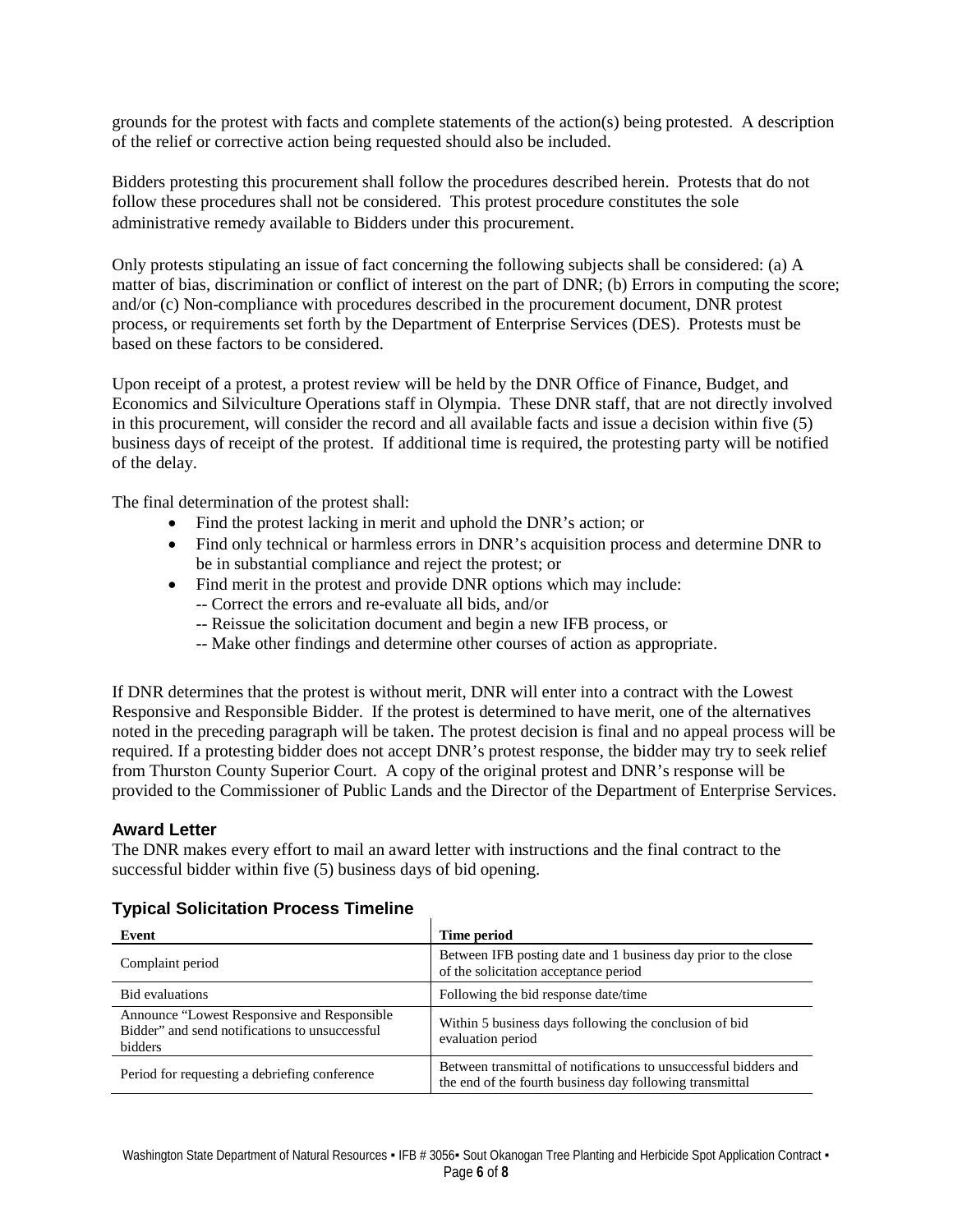grounds for the protest with facts and complete statements of the action(s) being protested. A description of the relief or corrective action being requested should also be included.

Bidders protesting this procurement shall follow the procedures described herein. Protests that do not follow these procedures shall not be considered. This protest procedure constitutes the sole administrative remedy available to Bidders under this procurement.

Only protests stipulating an issue of fact concerning the following subjects shall be considered: (a) A matter of bias, discrimination or conflict of interest on the part of DNR; (b) Errors in computing the score; and/or (c) Non-compliance with procedures described in the procurement document, DNR protest process, or requirements set forth by the Department of Enterprise Services (DES). Protests must be based on these factors to be considered.

Upon receipt of a protest, a protest review will be held by the DNR Office of Finance, Budget, and Economics and Silviculture Operations staff in Olympia. These DNR staff, that are not directly involved in this procurement, will consider the record and all available facts and issue a decision within five (5) business days of receipt of the protest. If additional time is required, the protesting party will be notified of the delay.

The final determination of the protest shall:

- Find the protest lacking in merit and uphold the DNR's action; or
- Find only technical or harmless errors in DNR's acquisition process and determine DNR to be in substantial compliance and reject the protest; or
- Find merit in the protest and provide DNR options which may include:
  - -- Correct the errors and re-evaluate all bids, and/or
  - -- Reissue the solicitation document and begin a new IFB process, or
  - -- Make other findings and determine other courses of action as appropriate.

If DNR determines that the protest is without merit, DNR will enter into a contract with the Lowest Responsive and Responsible Bidder. If the protest is determined to have merit, one of the alternatives noted in the preceding paragraph will be taken. The protest decision is final and no appeal process will be required. If a protesting bidder does not accept DNR's protest response, the bidder may try to seek relief from Thurston County Superior Court. A copy of the original protest and DNR's response will be provided to the Commissioner of Public Lands and the Director of the Department of Enterprise Services.

### Award Letter

The DNR makes every effort to mail an award letter with instructions and the final contract to the successful bidder within five (5) business days of bid opening.

### Typical Solicitation Process Timeline

| Event | Time period |
|---|---|
| Complaint period | Between IFB posting date and 1 business day prior to the close of the solicitation acceptance period |
| Bid evaluations | Following the bid response date/time |
| Announce "Lowest Responsive and Responsible Bidder" and send notifications to unsuccessful bidders | Within 5 business days following the conclusion of bid evaluation period |
| Period for requesting a debriefing conference | Between transmittal of notifications to unsuccessful bidders and the end of the fourth business day following transmittal |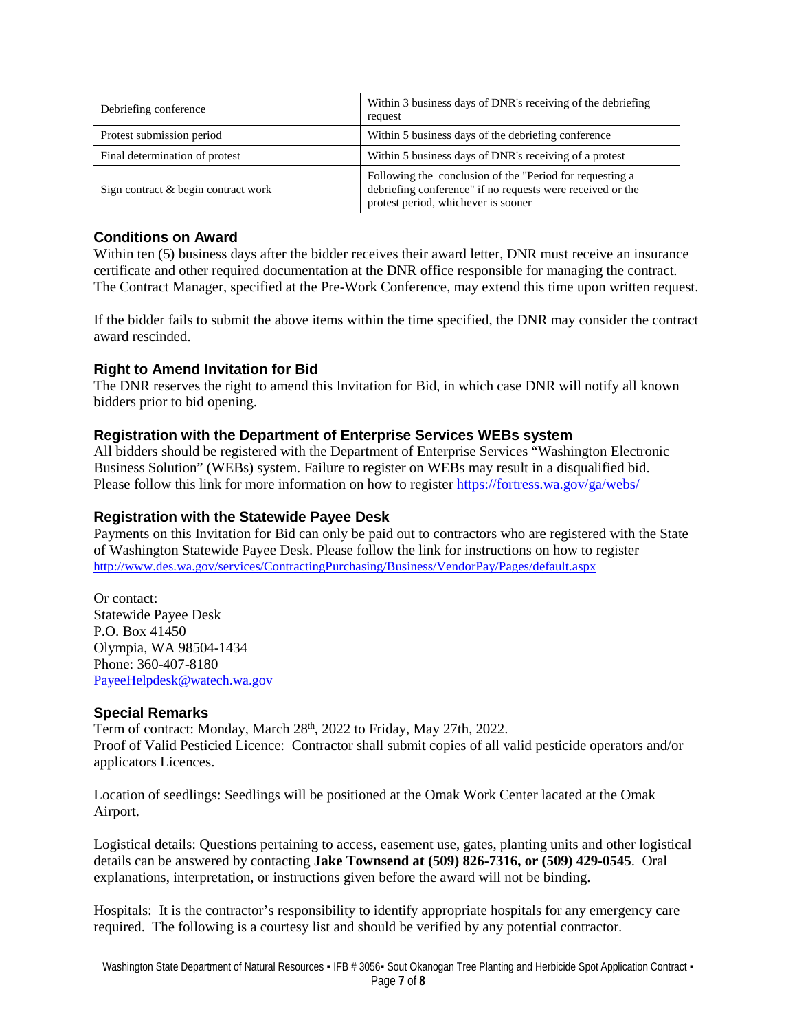| | |
|---|---|
| Debriefing conference | Within 3 business days of DNR's receiving of the debriefing request |
| Protest submission period | Within 5 business days of the debriefing conference |
| Final determination of protest | Within 5 business days of DNR's receiving of a protest |
| Sign contract & begin contract work | Following the conclusion of the "Period for requesting a debriefing conference" if no requests were received or the protest period, whichever is sooner |

### Conditions on Award

Within ten (5) business days after the bidder receives their award letter, DNR must receive an insurance certificate and other required documentation at the DNR office responsible for managing the contract. The Contract Manager, specified at the Pre-Work Conference, may extend this time upon written request.

If the bidder fails to submit the above items within the time specified, the DNR may consider the contract award rescinded.

### Right to Amend Invitation for Bid

The DNR reserves the right to amend this Invitation for Bid, in which case DNR will notify all known bidders prior to bid opening.

### Registration with the Department of Enterprise Services WEBs system

All bidders should be registered with the Department of Enterprise Services "Washington Electronic Business Solution" (WEBs) system. Failure to register on WEBs may result in a disqualified bid. Please follow this link for more information on how to register https://fortress.wa.gov/ga/webs/

### Registration with the Statewide Payee Desk

Payments on this Invitation for Bid can only be paid out to contractors who are registered with the State of Washington Statewide Payee Desk. Please follow the link for instructions on how to register http://www.des.wa.gov/services/ContractingPurchasing/Business/VendorPay/Pages/default.aspx

Or contact:
Statewide Payee Desk
P.O. Box 41450
Olympia, WA 98504-1434
Phone: 360-407-8180
PayeeHelpdesk@watech.wa.gov

### Special Remarks

Term of contract: Monday, March 28th, 2022 to Friday, May 27th, 2022.
Proof of Valid Pesticied Licence: Contractor shall submit copies of all valid pesticide operators and/or applicators Licences.

Location of seedlings: Seedlings will be positioned at the Omak Work Center lacated at the Omak Airport.

Logistical details: Questions pertaining to access, easement use, gates, planting units and other logistical details can be answered by contacting **Jake Townsend at (509) 826-7316, or (509) 429-0545**. Oral explanations, interpretation, or instructions given before the award will not be binding.

Hospitals: It is the contractor's responsibility to identify appropriate hospitals for any emergency care required. The following is a courtesy list and should be verified by any potential contractor.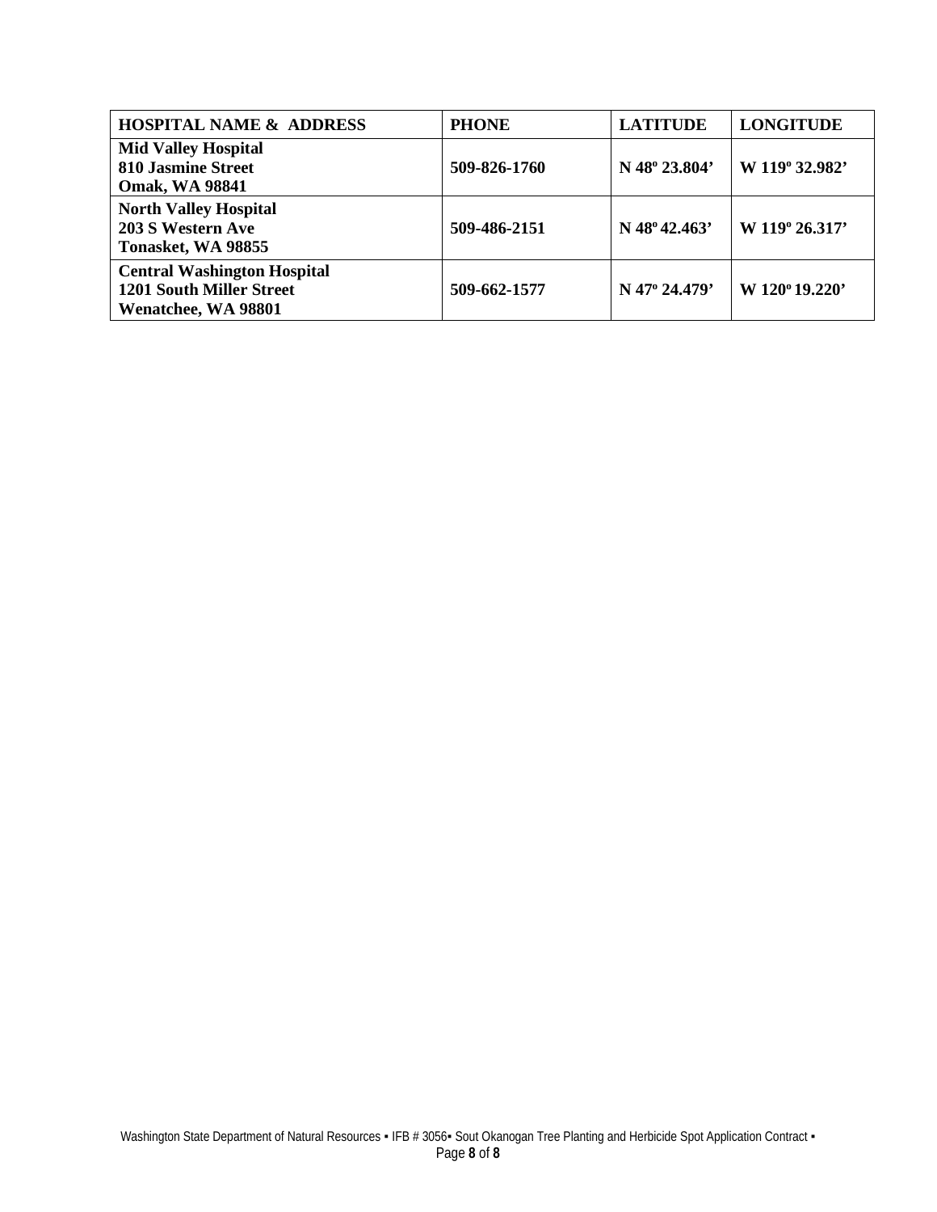| HOSPITAL NAME & ADDRESS | PHONE | LATITUDE | LONGITUDE |
|---|---|---|---|
| **Mid Valley Hospital**<br>**810 Jasmine Street**<br>**Omak, WA 98841** | **509-826-1760** | **N 48º 23.804’** | **W 119º 32.982’** |
| **North Valley Hospital**<br>**203 S Western Ave**<br>**Tonasket, WA 98855** | **509-486-2151** | **N 48º 42.463’** | **W 119º 26.317’** |
| **Central Washington Hospital**<br>**1201 South Miller Street**<br>**Wenatchee, WA 98801** | **509-662-1577** | **N 47º 24.479’** | **W 120º 19.220’** |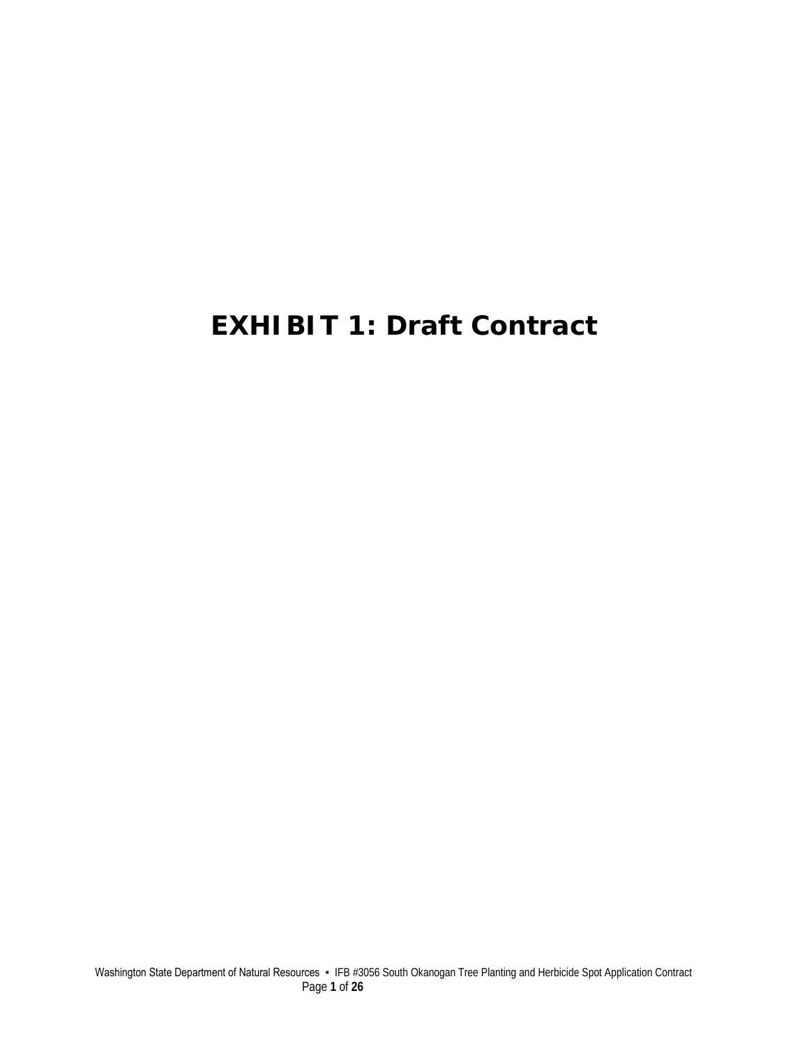# EXHIBIT 1: Draft Contract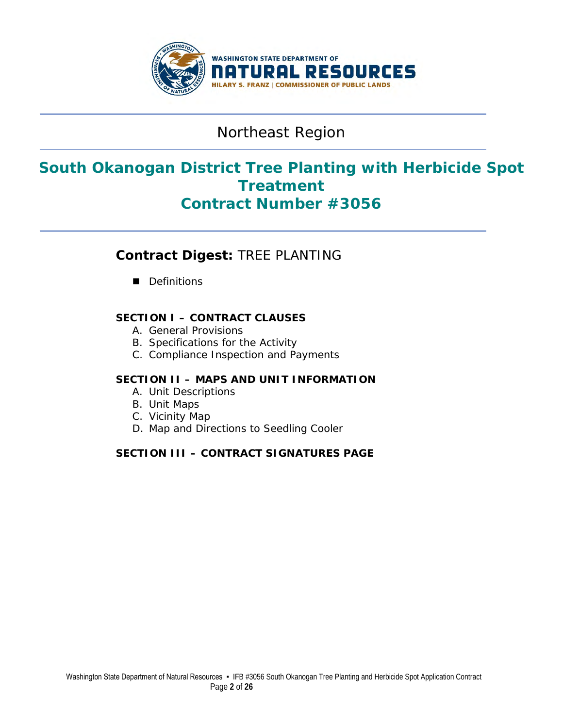WASHINGTON STATE DEPARTMENT OF NATURAL RESOURCES
HILARY S. FRANZ | COMMISSIONER OF PUBLIC LANDS

# Northeast Region

# South Okanogan District Tree Planting with Herbicide Spot Treatment
# Contract Number #3056

## Contract Digest: TREE PLANTING

- Definitions

### SECTION I – CONTRACT CLAUSES

A. General Provisions
B. Specifications for the Activity
C. Compliance Inspection and Payments

### SECTION II – MAPS AND UNIT INFORMATION

A. Unit Descriptions
B. Unit Maps
C. Vicinity Map
D. Map and Directions to Seedling Cooler

### SECTION III – CONTRACT SIGNATURES PAGE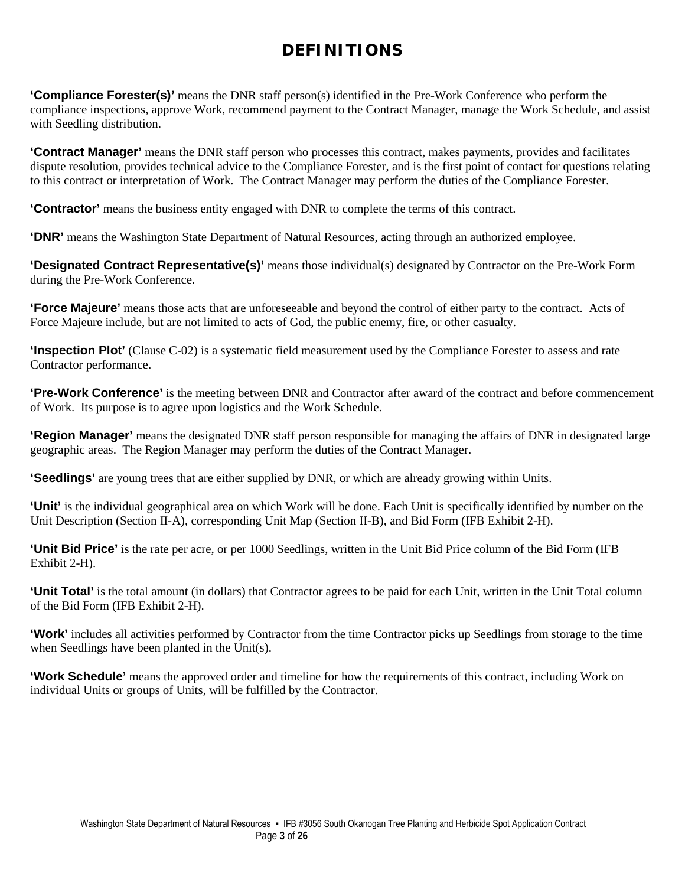# DEFINITIONS

**'Compliance Forester(s)'** means the DNR staff person(s) identified in the Pre-Work Conference who perform the compliance inspections, approve Work, recommend payment to the Contract Manager, manage the Work Schedule, and assist with Seedling distribution.

**'Contract Manager'** means the DNR staff person who processes this contract, makes payments, provides and facilitates dispute resolution, provides technical advice to the Compliance Forester, and is the first point of contact for questions relating to this contract or interpretation of Work. The Contract Manager may perform the duties of the Compliance Forester.

**'Contractor'** means the business entity engaged with DNR to complete the terms of this contract.

**'DNR'** means the Washington State Department of Natural Resources, acting through an authorized employee.

**'Designated Contract Representative(s)'** means those individual(s) designated by Contractor on the Pre-Work Form during the Pre-Work Conference.

**'Force Majeure'** means those acts that are unforeseeable and beyond the control of either party to the contract. Acts of Force Majeure include, but are not limited to acts of God, the public enemy, fire, or other casualty.

**'Inspection Plot'** (Clause C-02) is a systematic field measurement used by the Compliance Forester to assess and rate Contractor performance.

**'Pre-Work Conference'** is the meeting between DNR and Contractor after award of the contract and before commencement of Work. Its purpose is to agree upon logistics and the Work Schedule.

**'Region Manager'** means the designated DNR staff person responsible for managing the affairs of DNR in designated large geographic areas. The Region Manager may perform the duties of the Contract Manager.

**'Seedlings'** are young trees that are either supplied by DNR, or which are already growing within Units.

**'Unit'** is the individual geographical area on which Work will be done. Each Unit is specifically identified by number on the Unit Description (Section II-A), corresponding Unit Map (Section II-B), and Bid Form (IFB Exhibit 2-H).

**'Unit Bid Price'** is the rate per acre, or per 1000 Seedlings, written in the Unit Bid Price column of the Bid Form (IFB Exhibit 2-H).

**'Unit Total'** is the total amount (in dollars) that Contractor agrees to be paid for each Unit, written in the Unit Total column of the Bid Form (IFB Exhibit 2-H).

**'Work'** includes all activities performed by Contractor from the time Contractor picks up Seedlings from storage to the time when Seedlings have been planted in the Unit(s).

**'Work Schedule'** means the approved order and timeline for how the requirements of this contract, including Work on individual Units or groups of Units, will be fulfilled by the Contractor.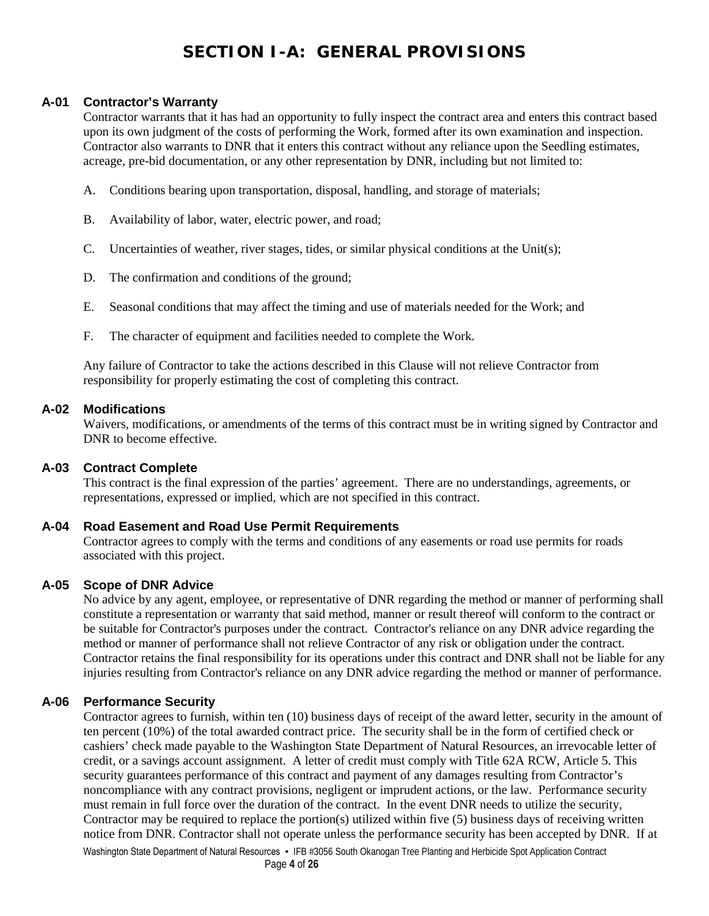# SECTION I-A: GENERAL PROVISIONS

### A-01 Contractor's Warranty

Contractor warrants that it has had an opportunity to fully inspect the contract area and enters this contract based upon its own judgment of the costs of performing the Work, formed after its own examination and inspection. Contractor also warrants to DNR that it enters this contract without any reliance upon the Seedling estimates, acreage, pre-bid documentation, or any other representation by DNR, including but not limited to:

A. Conditions bearing upon transportation, disposal, handling, and storage of materials;

B. Availability of labor, water, electric power, and road;

C. Uncertainties of weather, river stages, tides, or similar physical conditions at the Unit(s);

D. The confirmation and conditions of the ground;

E. Seasonal conditions that may affect the timing and use of materials needed for the Work; and

F. The character of equipment and facilities needed to complete the Work.

Any failure of Contractor to take the actions described in this Clause will not relieve Contractor from responsibility for properly estimating the cost of completing this contract.

### A-02 Modifications

Waivers, modifications, or amendments of the terms of this contract must be in writing signed by Contractor and DNR to become effective.

### A-03 Contract Complete

This contract is the final expression of the parties' agreement. There are no understandings, agreements, or representations, expressed or implied, which are not specified in this contract.

### A-04 Road Easement and Road Use Permit Requirements

Contractor agrees to comply with the terms and conditions of any easements or road use permits for roads associated with this project.

### A-05 Scope of DNR Advice

No advice by any agent, employee, or representative of DNR regarding the method or manner of performing shall constitute a representation or warranty that said method, manner or result thereof will conform to the contract or be suitable for Contractor's purposes under the contract. Contractor's reliance on any DNR advice regarding the method or manner of performance shall not relieve Contractor of any risk or obligation under the contract. Contractor retains the final responsibility for its operations under this contract and DNR shall not be liable for any injuries resulting from Contractor's reliance on any DNR advice regarding the method or manner of performance.

### A-06 Performance Security

Contractor agrees to furnish, within ten (10) business days of receipt of the award letter, security in the amount of ten percent (10%) of the total awarded contract price. The security shall be in the form of certified check or cashiers' check made payable to the Washington State Department of Natural Resources, an irrevocable letter of credit, or a savings account assignment. A letter of credit must comply with Title 62A RCW, Article 5. This security guarantees performance of this contract and payment of any damages resulting from Contractor's noncompliance with any contract provisions, negligent or imprudent actions, or the law. Performance security must remain in full force over the duration of the contract. In the event DNR needs to utilize the security, Contractor may be required to replace the portion(s) utilized within five (5) business days of receiving written notice from DNR. Contractor shall not operate unless the performance security has been accepted by DNR. If at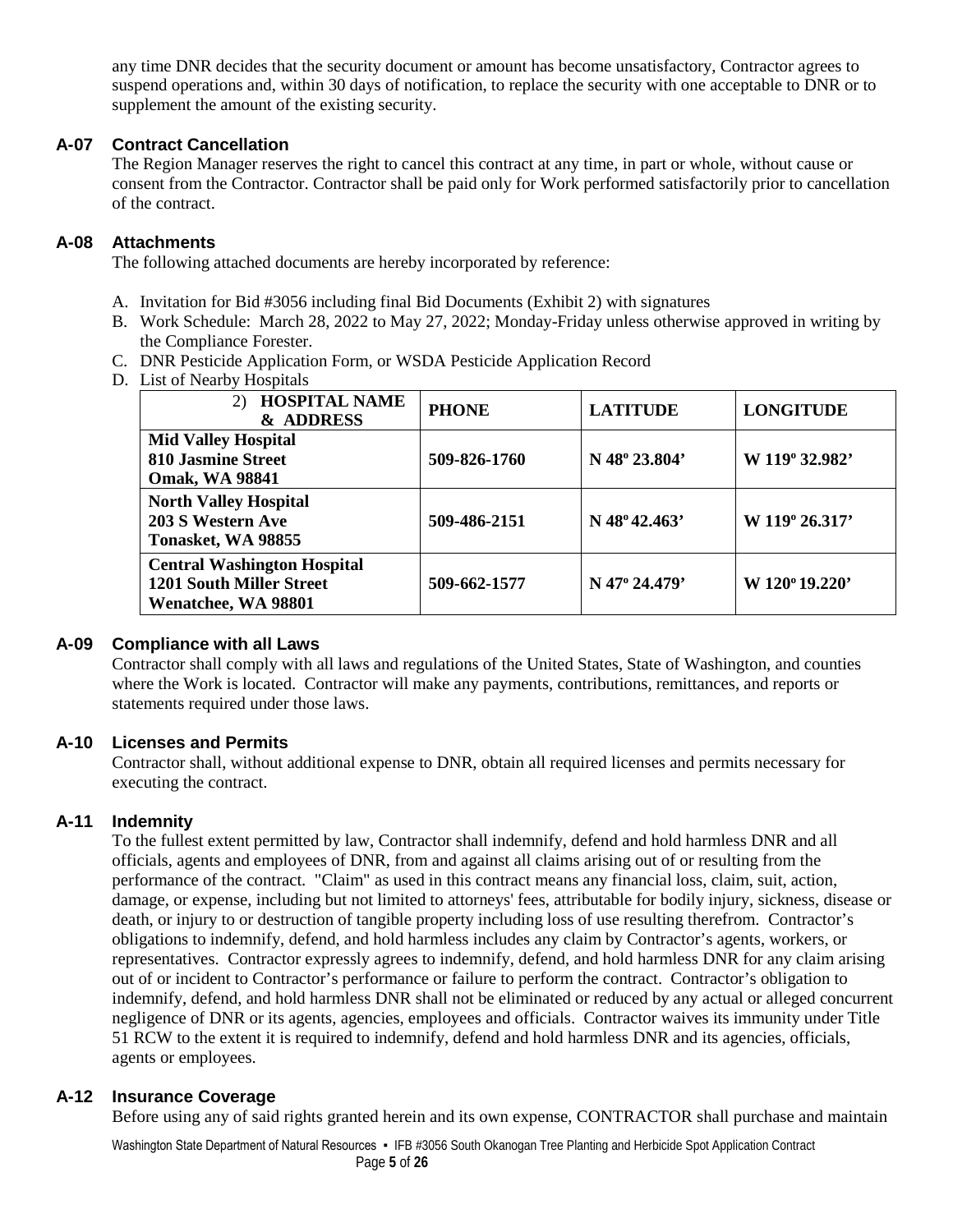any time DNR decides that the security document or amount has become unsatisfactory, Contractor agrees to suspend operations and, within 30 days of notification, to replace the security with one acceptable to DNR or to supplement the amount of the existing security.

### A-07 Contract Cancellation

The Region Manager reserves the right to cancel this contract at any time, in part or whole, without cause or consent from the Contractor. Contractor shall be paid only for Work performed satisfactorily prior to cancellation of the contract.

### A-08 Attachments

The following attached documents are hereby incorporated by reference:

A. Invitation for Bid #3056 including final Bid Documents (Exhibit 2) with signatures
B. Work Schedule: March 28, 2022 to May 27, 2022; Monday-Friday unless otherwise approved in writing by the Compliance Forester.
C. DNR Pesticide Application Form, or WSDA Pesticide Application Record
D. List of Nearby Hospitals

| 2) **HOSPITAL NAME & ADDRESS** | **PHONE** | **LATITUDE** | **LONGITUDE** |
|---|---|---|---|
| **Mid Valley Hospital**<br>**810 Jasmine Street**<br>**Omak, WA 98841** | **509-826-1760** | **N 48º 23.804'** | **W 119º 32.982'** |
| **North Valley Hospital**<br>**203 S Western Ave**<br>**Tonasket, WA 98855** | **509-486-2151** | **N 48º 42.463'** | **W 119º 26.317'** |
| **Central Washington Hospital**<br>**1201 South Miller Street**<br>**Wenatchee, WA 98801** | **509-662-1577** | **N 47º 24.479'** | **W 120º 19.220'** |

### A-09 Compliance with all Laws

Contractor shall comply with all laws and regulations of the United States, State of Washington, and counties where the Work is located. Contractor will make any payments, contributions, remittances, and reports or statements required under those laws.

### A-10 Licenses and Permits

Contractor shall, without additional expense to DNR, obtain all required licenses and permits necessary for executing the contract.

### A-11 Indemnity

To the fullest extent permitted by law, Contractor shall indemnify, defend and hold harmless DNR and all officials, agents and employees of DNR, from and against all claims arising out of or resulting from the performance of the contract. "Claim" as used in this contract means any financial loss, claim, suit, action, damage, or expense, including but not limited to attorneys' fees, attributable for bodily injury, sickness, disease or death, or injury to or destruction of tangible property including loss of use resulting therefrom. Contractor's obligations to indemnify, defend, and hold harmless includes any claim by Contractor's agents, workers, or representatives. Contractor expressly agrees to indemnify, defend, and hold harmless DNR for any claim arising out of or incident to Contractor's performance or failure to perform the contract. Contractor's obligation to indemnify, defend, and hold harmless DNR shall not be eliminated or reduced by any actual or alleged concurrent negligence of DNR or its agents, agencies, employees and officials. Contractor waives its immunity under Title 51 RCW to the extent it is required to indemnify, defend and hold harmless DNR and its agencies, officials, agents or employees.

### A-12 Insurance Coverage

Before using any of said rights granted herein and its own expense, CONTRACTOR shall purchase and maintain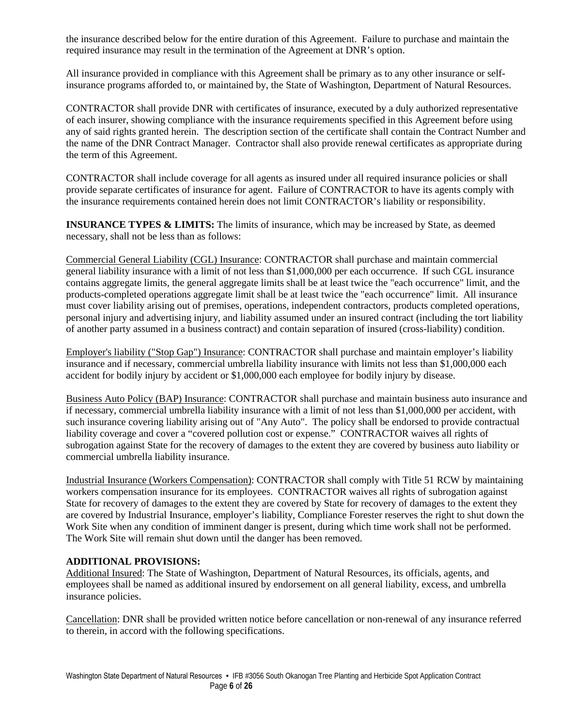the insurance described below for the entire duration of this Agreement. Failure to purchase and maintain the required insurance may result in the termination of the Agreement at DNR's option.

All insurance provided in compliance with this Agreement shall be primary as to any other insurance or self-insurance programs afforded to, or maintained by, the State of Washington, Department of Natural Resources.

CONTRACTOR shall provide DNR with certificates of insurance, executed by a duly authorized representative of each insurer, showing compliance with the insurance requirements specified in this Agreement before using any of said rights granted herein. The description section of the certificate shall contain the Contract Number and the name of the DNR Contract Manager. Contractor shall also provide renewal certificates as appropriate during the term of this Agreement.

CONTRACTOR shall include coverage for all agents as insured under all required insurance policies or shall provide separate certificates of insurance for agent. Failure of CONTRACTOR to have its agents comply with the insurance requirements contained herein does not limit CONTRACTOR's liability or responsibility.

**INSURANCE TYPES & LIMITS:** The limits of insurance, which may be increased by State, as deemed necessary, shall not be less than as follows:

Commercial General Liability (CGL) Insurance: CONTRACTOR shall purchase and maintain commercial general liability insurance with a limit of not less than $1,000,000 per each occurrence. If such CGL insurance contains aggregate limits, the general aggregate limits shall be at least twice the "each occurrence" limit, and the products-completed operations aggregate limit shall be at least twice the "each occurrence" limit. All insurance must cover liability arising out of premises, operations, independent contractors, products completed operations, personal injury and advertising injury, and liability assumed under an insured contract (including the tort liability of another party assumed in a business contract) and contain separation of insured (cross-liability) condition.

Employer's liability ("Stop Gap") Insurance: CONTRACTOR shall purchase and maintain employer's liability insurance and if necessary, commercial umbrella liability insurance with limits not less than $1,000,000 each accident for bodily injury by accident or $1,000,000 each employee for bodily injury by disease.

Business Auto Policy (BAP) Insurance: CONTRACTOR shall purchase and maintain business auto insurance and if necessary, commercial umbrella liability insurance with a limit of not less than $1,000,000 per accident, with such insurance covering liability arising out of "Any Auto". The policy shall be endorsed to provide contractual liability coverage and cover a "covered pollution cost or expense." CONTRACTOR waives all rights of subrogation against State for the recovery of damages to the extent they are covered by business auto liability or commercial umbrella liability insurance.

Industrial Insurance (Workers Compensation): CONTRACTOR shall comply with Title 51 RCW by maintaining workers compensation insurance for its employees. CONTRACTOR waives all rights of subrogation against State for recovery of damages to the extent they are covered by State for recovery of damages to the extent they are covered by Industrial Insurance, employer's liability, Compliance Forester reserves the right to shut down the Work Site when any condition of imminent danger is present, during which time work shall not be performed. The Work Site will remain shut down until the danger has been removed.

**ADDITIONAL PROVISIONS:**

Additional Insured: The State of Washington, Department of Natural Resources, its officials, agents, and employees shall be named as additional insured by endorsement on all general liability, excess, and umbrella insurance policies.

Cancellation: DNR shall be provided written notice before cancellation or non-renewal of any insurance referred to therein, in accord with the following specifications.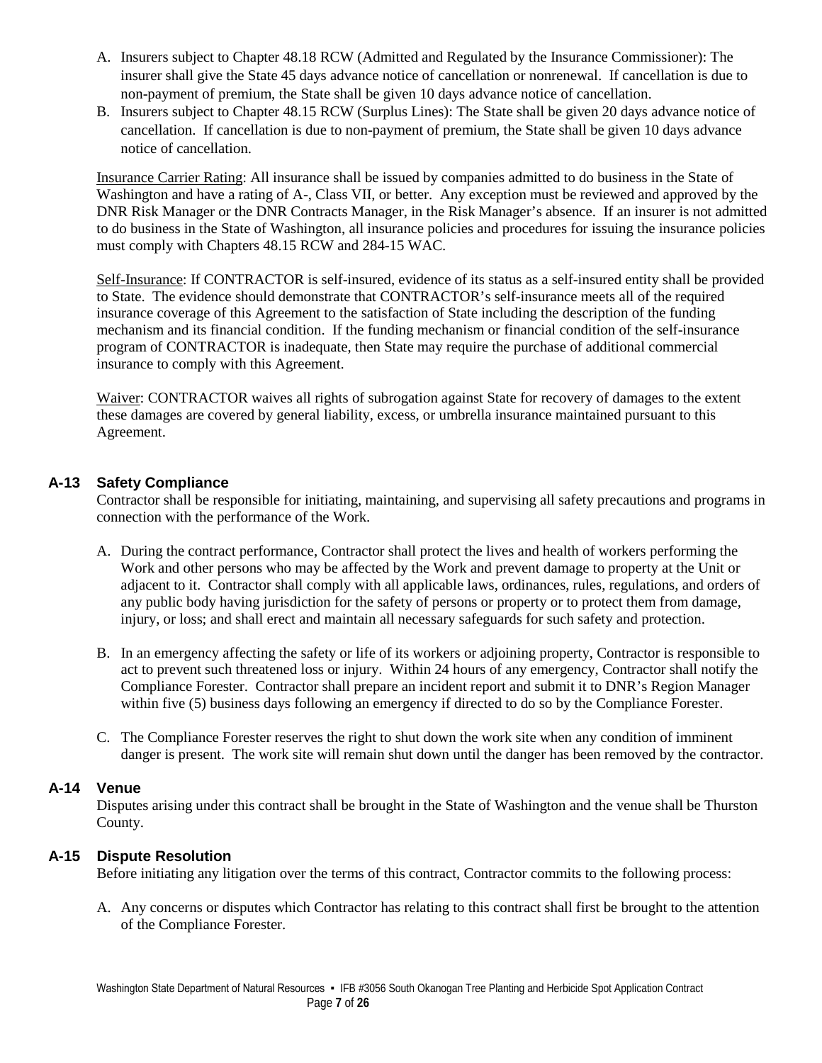A. Insurers subject to Chapter 48.18 RCW (Admitted and Regulated by the Insurance Commissioner): The insurer shall give the State 45 days advance notice of cancellation or nonrenewal. If cancellation is due to non-payment of premium, the State shall be given 10 days advance notice of cancellation.
B. Insurers subject to Chapter 48.15 RCW (Surplus Lines): The State shall be given 20 days advance notice of cancellation. If cancellation is due to non-payment of premium, the State shall be given 10 days advance notice of cancellation.

Insurance Carrier Rating: All insurance shall be issued by companies admitted to do business in the State of Washington and have a rating of A-, Class VII, or better. Any exception must be reviewed and approved by the DNR Risk Manager or the DNR Contracts Manager, in the Risk Manager's absence. If an insurer is not admitted to do business in the State of Washington, all insurance policies and procedures for issuing the insurance policies must comply with Chapters 48.15 RCW and 284-15 WAC.

Self-Insurance: If CONTRACTOR is self-insured, evidence of its status as a self-insured entity shall be provided to State. The evidence should demonstrate that CONTRACTOR's self-insurance meets all of the required insurance coverage of this Agreement to the satisfaction of State including the description of the funding mechanism and its financial condition. If the funding mechanism or financial condition of the self-insurance program of CONTRACTOR is inadequate, then State may require the purchase of additional commercial insurance to comply with this Agreement.

Waiver: CONTRACTOR waives all rights of subrogation against State for recovery of damages to the extent these damages are covered by general liability, excess, or umbrella insurance maintained pursuant to this Agreement.

## A-13 Safety Compliance

Contractor shall be responsible for initiating, maintaining, and supervising all safety precautions and programs in connection with the performance of the Work.

A. During the contract performance, Contractor shall protect the lives and health of workers performing the Work and other persons who may be affected by the Work and prevent damage to property at the Unit or adjacent to it. Contractor shall comply with all applicable laws, ordinances, rules, regulations, and orders of any public body having jurisdiction for the safety of persons or property or to protect them from damage, injury, or loss; and shall erect and maintain all necessary safeguards for such safety and protection.

B. In an emergency affecting the safety or life of its workers or adjoining property, Contractor is responsible to act to prevent such threatened loss or injury. Within 24 hours of any emergency, Contractor shall notify the Compliance Forester. Contractor shall prepare an incident report and submit it to DNR's Region Manager within five (5) business days following an emergency if directed to do so by the Compliance Forester.

C. The Compliance Forester reserves the right to shut down the work site when any condition of imminent danger is present. The work site will remain shut down until the danger has been removed by the contractor.

## A-14 Venue

Disputes arising under this contract shall be brought in the State of Washington and the venue shall be Thurston County.

## A-15 Dispute Resolution

Before initiating any litigation over the terms of this contract, Contractor commits to the following process:

A. Any concerns or disputes which Contractor has relating to this contract shall first be brought to the attention of the Compliance Forester.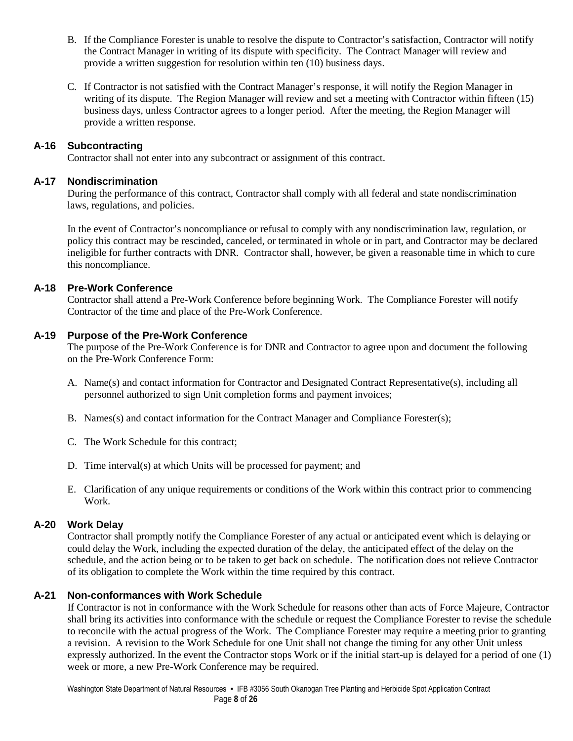B. If the Compliance Forester is unable to resolve the dispute to Contractor's satisfaction, Contractor will notify the Contract Manager in writing of its dispute with specificity. The Contract Manager will review and provide a written suggestion for resolution within ten (10) business days.

C. If Contractor is not satisfied with the Contract Manager's response, it will notify the Region Manager in writing of its dispute. The Region Manager will review and set a meeting with Contractor within fifteen (15) business days, unless Contractor agrees to a longer period. After the meeting, the Region Manager will provide a written response.

### A-16 Subcontracting

Contractor shall not enter into any subcontract or assignment of this contract.

### A-17 Nondiscrimination

During the performance of this contract, Contractor shall comply with all federal and state nondiscrimination laws, regulations, and policies.

In the event of Contractor's noncompliance or refusal to comply with any nondiscrimination law, regulation, or policy this contract may be rescinded, canceled, or terminated in whole or in part, and Contractor may be declared ineligible for further contracts with DNR. Contractor shall, however, be given a reasonable time in which to cure this noncompliance.

### A-18 Pre-Work Conference

Contractor shall attend a Pre-Work Conference before beginning Work. The Compliance Forester will notify Contractor of the time and place of the Pre-Work Conference.

### A-19 Purpose of the Pre-Work Conference

The purpose of the Pre-Work Conference is for DNR and Contractor to agree upon and document the following on the Pre-Work Conference Form:

A. Name(s) and contact information for Contractor and Designated Contract Representative(s), including all personnel authorized to sign Unit completion forms and payment invoices;

B. Names(s) and contact information for the Contract Manager and Compliance Forester(s);

C. The Work Schedule for this contract;

D. Time interval(s) at which Units will be processed for payment; and

E. Clarification of any unique requirements or conditions of the Work within this contract prior to commencing Work.

### A-20 Work Delay

Contractor shall promptly notify the Compliance Forester of any actual or anticipated event which is delaying or could delay the Work, including the expected duration of the delay, the anticipated effect of the delay on the schedule, and the action being or to be taken to get back on schedule. The notification does not relieve Contractor of its obligation to complete the Work within the time required by this contract.

### A-21 Non-conformances with Work Schedule

If Contractor is not in conformance with the Work Schedule for reasons other than acts of Force Majeure, Contractor shall bring its activities into conformance with the schedule or request the Compliance Forester to revise the schedule to reconcile with the actual progress of the Work. The Compliance Forester may require a meeting prior to granting a revision. A revision to the Work Schedule for one Unit shall not change the timing for any other Unit unless expressly authorized. In the event the Contractor stops Work or if the initial start-up is delayed for a period of one (1) week or more, a new Pre-Work Conference may be required.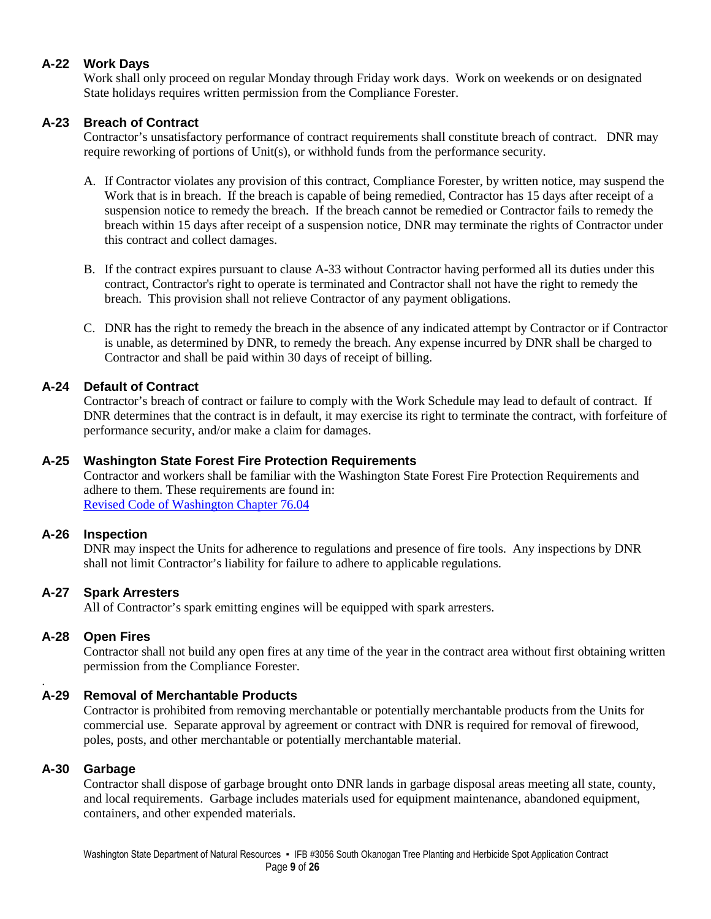### A-22 Work Days

Work shall only proceed on regular Monday through Friday work days. Work on weekends or on designated State holidays requires written permission from the Compliance Forester.

### A-23 Breach of Contract

Contractor's unsatisfactory performance of contract requirements shall constitute breach of contract. DNR may require reworking of portions of Unit(s), or withhold funds from the performance security.

A. If Contractor violates any provision of this contract, Compliance Forester, by written notice, may suspend the Work that is in breach. If the breach is capable of being remedied, Contractor has 15 days after receipt of a suspension notice to remedy the breach. If the breach cannot be remedied or Contractor fails to remedy the breach within 15 days after receipt of a suspension notice, DNR may terminate the rights of Contractor under this contract and collect damages.

B. If the contract expires pursuant to clause A-33 without Contractor having performed all its duties under this contract, Contractor's right to operate is terminated and Contractor shall not have the right to remedy the breach. This provision shall not relieve Contractor of any payment obligations.

C. DNR has the right to remedy the breach in the absence of any indicated attempt by Contractor or if Contractor is unable, as determined by DNR, to remedy the breach. Any expense incurred by DNR shall be charged to Contractor and shall be paid within 30 days of receipt of billing.

### A-24 Default of Contract

Contractor's breach of contract or failure to comply with the Work Schedule may lead to default of contract. If DNR determines that the contract is in default, it may exercise its right to terminate the contract, with forfeiture of performance security, and/or make a claim for damages.

### A-25 Washington State Forest Fire Protection Requirements

Contractor and workers shall be familiar with the Washington State Forest Fire Protection Requirements and adhere to them. These requirements are found in:
[Revised Code of Washington Chapter 76.04]

### A-26 Inspection

DNR may inspect the Units for adherence to regulations and presence of fire tools. Any inspections by DNR shall not limit Contractor's liability for failure to adhere to applicable regulations.

### A-27 Spark Arresters

All of Contractor's spark emitting engines will be equipped with spark arresters.

### A-28 Open Fires

Contractor shall not build any open fires at any time of the year in the contract area without first obtaining written permission from the Compliance Forester.

### A-29 Removal of Merchantable Products

Contractor is prohibited from removing merchantable or potentially merchantable products from the Units for commercial use. Separate approval by agreement or contract with DNR is required for removal of firewood, poles, posts, and other merchantable or potentially merchantable material.

### A-30 Garbage

Contractor shall dispose of garbage brought onto DNR lands in garbage disposal areas meeting all state, county, and local requirements. Garbage includes materials used for equipment maintenance, abandoned equipment, containers, and other expended materials.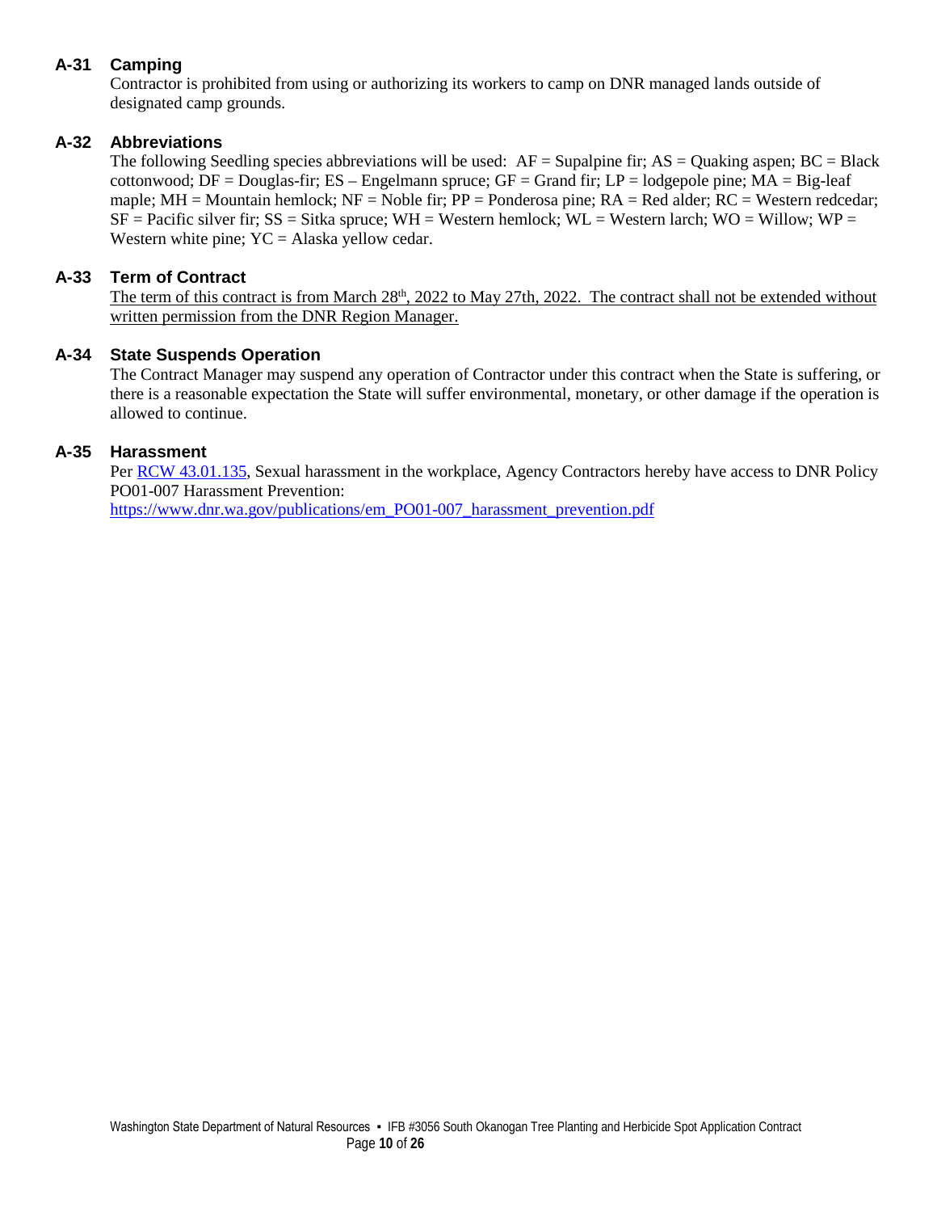### A-31 Camping

Contractor is prohibited from using or authorizing its workers to camp on DNR managed lands outside of designated camp grounds.

### A-32 Abbreviations

The following Seedling species abbreviations will be used: AF = Supalpine fir; AS = Quaking aspen; BC = Black cottonwood; DF = Douglas-fir; ES – Engelmann spruce; GF = Grand fir; LP = lodgepole pine; MA = Big-leaf maple; MH = Mountain hemlock; NF = Noble fir; PP = Ponderosa pine; RA = Red alder; RC = Western redcedar; SF = Pacific silver fir; SS = Sitka spruce; WH = Western hemlock; WL = Western larch; WO = Willow; WP = Western white pine; YC = Alaska yellow cedar.

### A-33 Term of Contract

The term of this contract is from March 28th, 2022 to May 27th, 2022. The contract shall not be extended without written permission from the DNR Region Manager.

### A-34 State Suspends Operation

The Contract Manager may suspend any operation of Contractor under this contract when the State is suffering, or there is a reasonable expectation the State will suffer environmental, monetary, or other damage if the operation is allowed to continue.

### A-35 Harassment

Per RCW 43.01.135, Sexual harassment in the workplace, Agency Contractors hereby have access to DNR Policy PO01-007 Harassment Prevention:
https://www.dnr.wa.gov/publications/em_PO01-007_harassment_prevention.pdf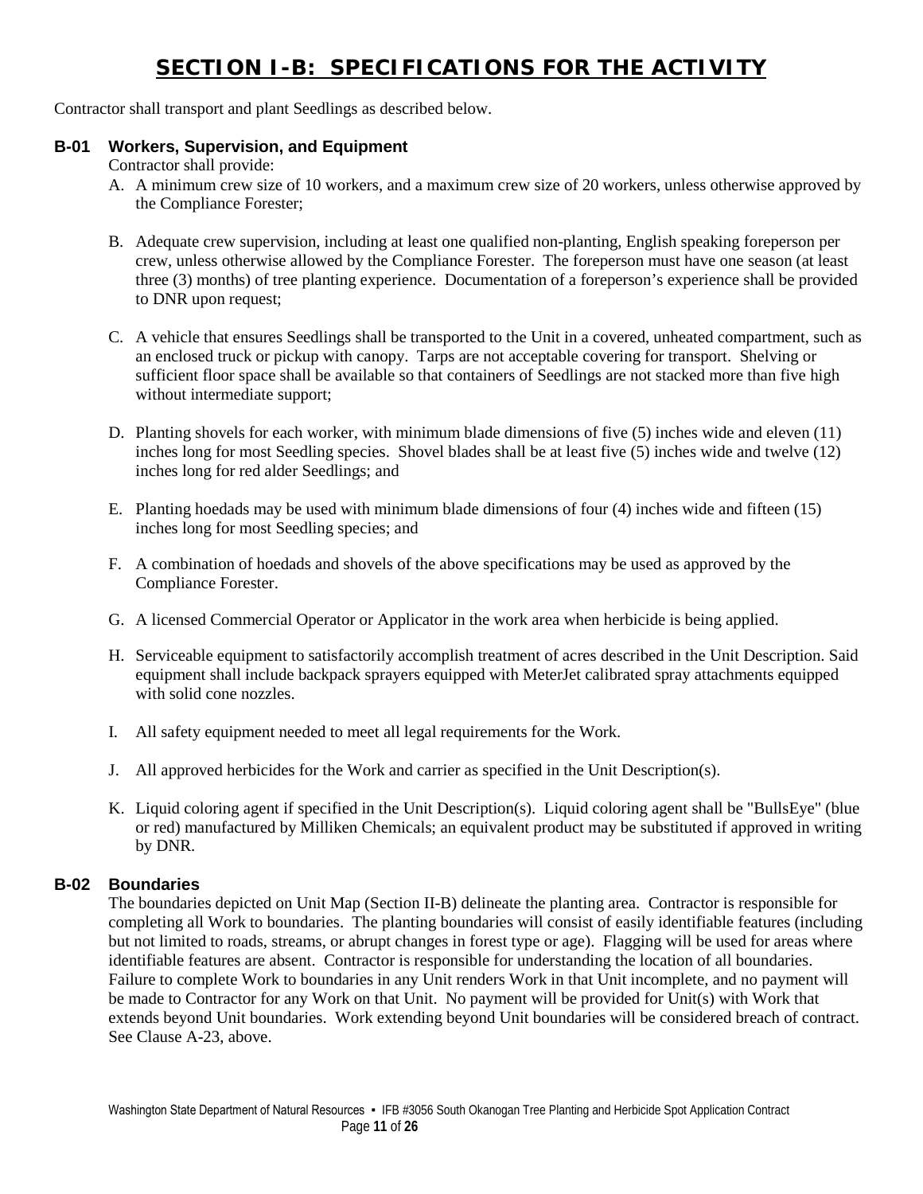# SECTION I-B: SPECIFICATIONS FOR THE ACTIVITY

Contractor shall transport and plant Seedlings as described below.

## B-01 Workers, Supervision, and Equipment

Contractor shall provide:

A. A minimum crew size of 10 workers, and a maximum crew size of 20 workers, unless otherwise approved by the Compliance Forester;

B. Adequate crew supervision, including at least one qualified non-planting, English speaking foreperson per crew, unless otherwise allowed by the Compliance Forester. The foreperson must have one season (at least three (3) months) of tree planting experience. Documentation of a foreperson's experience shall be provided to DNR upon request;

C. A vehicle that ensures Seedlings shall be transported to the Unit in a covered, unheated compartment, such as an enclosed truck or pickup with canopy. Tarps are not acceptable covering for transport. Shelving or sufficient floor space shall be available so that containers of Seedlings are not stacked more than five high without intermediate support;

D. Planting shovels for each worker, with minimum blade dimensions of five (5) inches wide and eleven (11) inches long for most Seedling species. Shovel blades shall be at least five (5) inches wide and twelve (12) inches long for red alder Seedlings; and

E. Planting hoedads may be used with minimum blade dimensions of four (4) inches wide and fifteen (15) inches long for most Seedling species; and

F. A combination of hoedads and shovels of the above specifications may be used as approved by the Compliance Forester.

G. A licensed Commercial Operator or Applicator in the work area when herbicide is being applied.

H. Serviceable equipment to satisfactorily accomplish treatment of acres described in the Unit Description. Said equipment shall include backpack sprayers equipped with MeterJet calibrated spray attachments equipped with solid cone nozzles.

I. All safety equipment needed to meet all legal requirements for the Work.

J. All approved herbicides for the Work and carrier as specified in the Unit Description(s).

K. Liquid coloring agent if specified in the Unit Description(s). Liquid coloring agent shall be "BullsEye" (blue or red) manufactured by Milliken Chemicals; an equivalent product may be substituted if approved in writing by DNR.

## B-02 Boundaries

The boundaries depicted on Unit Map (Section II-B) delineate the planting area. Contractor is responsible for completing all Work to boundaries. The planting boundaries will consist of easily identifiable features (including but not limited to roads, streams, or abrupt changes in forest type or age). Flagging will be used for areas where identifiable features are absent. Contractor is responsible for understanding the location of all boundaries. Failure to complete Work to boundaries in any Unit renders Work in that Unit incomplete, and no payment will be made to Contractor for any Work on that Unit. No payment will be provided for Unit(s) with Work that extends beyond Unit boundaries. Work extending beyond Unit boundaries will be considered breach of contract. See Clause A-23, above.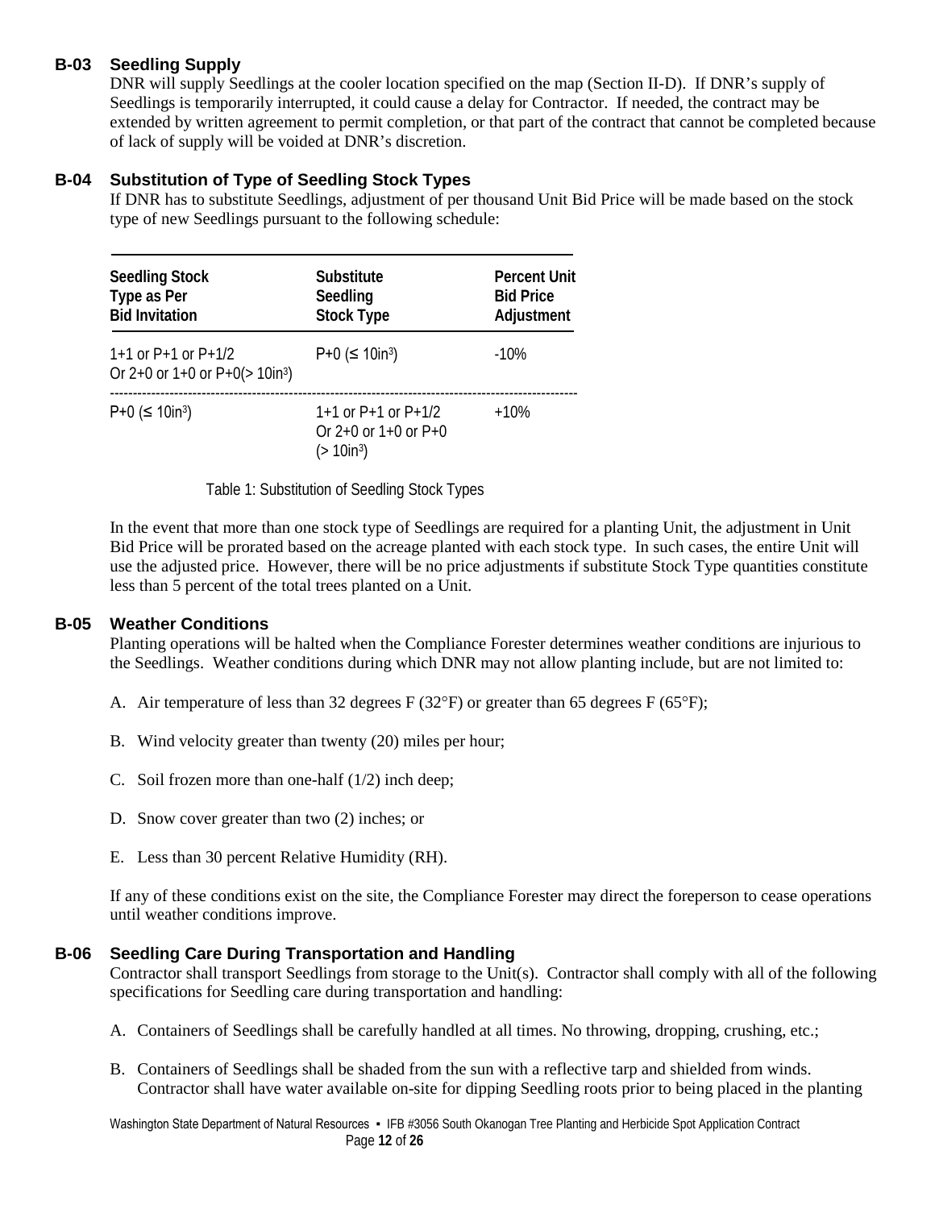### B-03 Seedling Supply

DNR will supply Seedlings at the cooler location specified on the map (Section II-D). If DNR's supply of Seedlings is temporarily interrupted, it could cause a delay for Contractor. If needed, the contract may be extended by written agreement to permit completion, or that part of the contract that cannot be completed because of lack of supply will be voided at DNR's discretion.

### B-04 Substitution of Type of Seedling Stock Types

If DNR has to substitute Seedlings, adjustment of per thousand Unit Bid Price will be made based on the stock type of new Seedlings pursuant to the following schedule:

| Seedling Stock Type as Per Bid Invitation | Substitute Seedling Stock Type | Percent Unit Bid Price Adjustment |
|---|---|---|
| 1+1 or P+1 or P+1/2 Or 2+0 or 1+0 or P+0(> 10in$^3$) | P+0 (≤ 10in$^3$) | -10% |
| P+0 (≤ 10in$^3$) | 1+1 or P+1 or P+1/2 Or 2+0 or 1+0 or P+0 (> 10in$^3$) | +10% |

Table 1: Substitution of Seedling Stock Types

In the event that more than one stock type of Seedlings are required for a planting Unit, the adjustment in Unit Bid Price will be prorated based on the acreage planted with each stock type. In such cases, the entire Unit will use the adjusted price. However, there will be no price adjustments if substitute Stock Type quantities constitute less than 5 percent of the total trees planted on a Unit.

### B-05 Weather Conditions

Planting operations will be halted when the Compliance Forester determines weather conditions are injurious to the Seedlings. Weather conditions during which DNR may not allow planting include, but are not limited to:

A. Air temperature of less than 32 degrees F (32°F) or greater than 65 degrees F (65°F);

B. Wind velocity greater than twenty (20) miles per hour;

C. Soil frozen more than one-half (1/2) inch deep;

D. Snow cover greater than two (2) inches; or

E. Less than 30 percent Relative Humidity (RH).

If any of these conditions exist on the site, the Compliance Forester may direct the foreperson to cease operations until weather conditions improve.

### B-06 Seedling Care During Transportation and Handling

Contractor shall transport Seedlings from storage to the Unit(s). Contractor shall comply with all of the following specifications for Seedling care during transportation and handling:

A. Containers of Seedlings shall be carefully handled at all times. No throwing, dropping, crushing, etc.;

B. Containers of Seedlings shall be shaded from the sun with a reflective tarp and shielded from winds. Contractor shall have water available on-site for dipping Seedling roots prior to being placed in the planting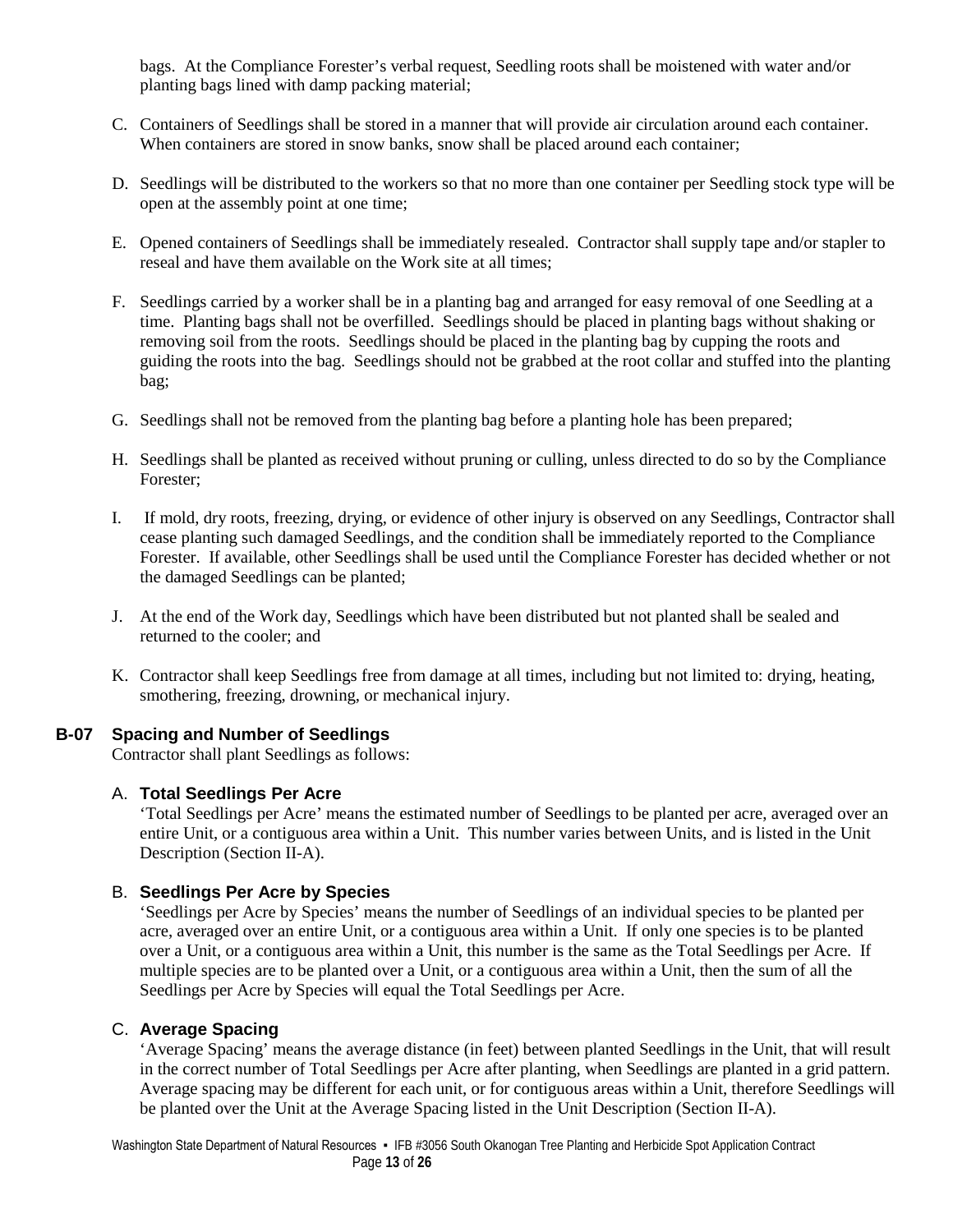bags. At the Compliance Forester's verbal request, Seedling roots shall be moistened with water and/or planting bags lined with damp packing material;

C. Containers of Seedlings shall be stored in a manner that will provide air circulation around each container. When containers are stored in snow banks, snow shall be placed around each container;

D. Seedlings will be distributed to the workers so that no more than one container per Seedling stock type will be open at the assembly point at one time;

E. Opened containers of Seedlings shall be immediately resealed. Contractor shall supply tape and/or stapler to reseal and have them available on the Work site at all times;

F. Seedlings carried by a worker shall be in a planting bag and arranged for easy removal of one Seedling at a time. Planting bags shall not be overfilled. Seedlings should be placed in planting bags without shaking or removing soil from the roots. Seedlings should be placed in the planting bag by cupping the roots and guiding the roots into the bag. Seedlings should not be grabbed at the root collar and stuffed into the planting bag;

G. Seedlings shall not be removed from the planting bag before a planting hole has been prepared;

H. Seedlings shall be planted as received without pruning or culling, unless directed to do so by the Compliance Forester;

I. If mold, dry roots, freezing, drying, or evidence of other injury is observed on any Seedlings, Contractor shall cease planting such damaged Seedlings, and the condition shall be immediately reported to the Compliance Forester. If available, other Seedlings shall be used until the Compliance Forester has decided whether or not the damaged Seedlings can be planted;

J. At the end of the Work day, Seedlings which have been distributed but not planted shall be sealed and returned to the cooler; and

K. Contractor shall keep Seedlings free from damage at all times, including but not limited to: drying, heating, smothering, freezing, drowning, or mechanical injury.

## B-07 Spacing and Number of Seedlings

Contractor shall plant Seedlings as follows:

### A. Total Seedlings Per Acre

'Total Seedlings per Acre' means the estimated number of Seedlings to be planted per acre, averaged over an entire Unit, or a contiguous area within a Unit. This number varies between Units, and is listed in the Unit Description (Section II-A).

### B. Seedlings Per Acre by Species

'Seedlings per Acre by Species' means the number of Seedlings of an individual species to be planted per acre, averaged over an entire Unit, or a contiguous area within a Unit. If only one species is to be planted over a Unit, or a contiguous area within a Unit, this number is the same as the Total Seedlings per Acre. If multiple species are to be planted over a Unit, or a contiguous area within a Unit, then the sum of all the Seedlings per Acre by Species will equal the Total Seedlings per Acre.

### C. Average Spacing

'Average Spacing' means the average distance (in feet) between planted Seedlings in the Unit, that will result in the correct number of Total Seedlings per Acre after planting, when Seedlings are planted in a grid pattern. Average spacing may be different for each unit, or for contiguous areas within a Unit, therefore Seedlings will be planted over the Unit at the Average Spacing listed in the Unit Description (Section II-A).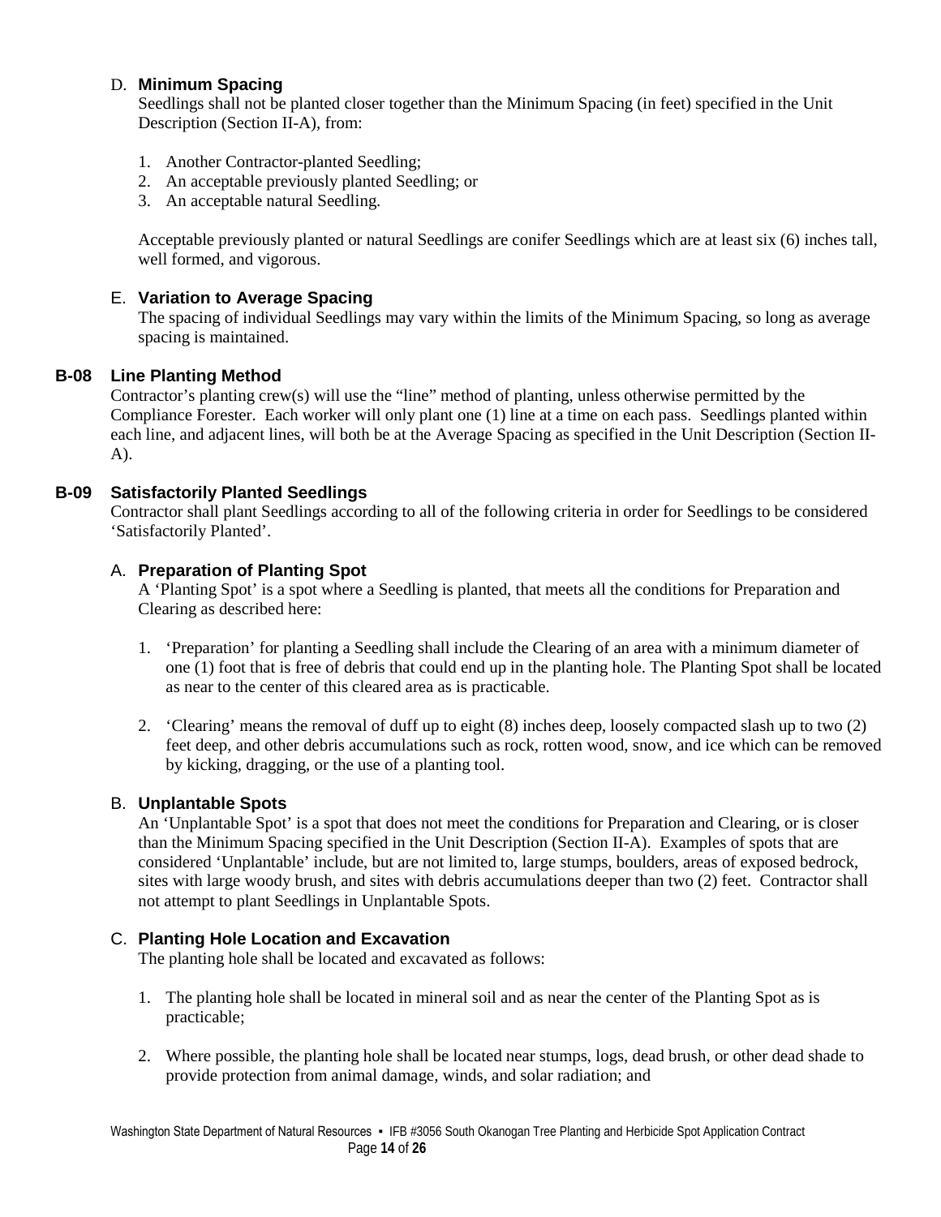### D. **Minimum Spacing**

Seedlings shall not be planted closer together than the Minimum Spacing (in feet) specified in the Unit Description (Section II-A), from:

1. Another Contractor-planted Seedling;
2. An acceptable previously planted Seedling; or
3. An acceptable natural Seedling.

Acceptable previously planted or natural Seedlings are conifer Seedlings which are at least six (6) inches tall, well formed, and vigorous.

### E. **Variation to Average Spacing**

The spacing of individual Seedlings may vary within the limits of the Minimum Spacing, so long as average spacing is maintained.

## **B-08 Line Planting Method**

Contractor's planting crew(s) will use the "line" method of planting, unless otherwise permitted by the Compliance Forester. Each worker will only plant one (1) line at a time on each pass. Seedlings planted within each line, and adjacent lines, will both be at the Average Spacing as specified in the Unit Description (Section II-A).

## **B-09 Satisfactorily Planted Seedlings**

Contractor shall plant Seedlings according to all of the following criteria in order for Seedlings to be considered 'Satisfactorily Planted'.

### A. **Preparation of Planting Spot**

A 'Planting Spot' is a spot where a Seedling is planted, that meets all the conditions for Preparation and Clearing as described here:

1. 'Preparation' for planting a Seedling shall include the Clearing of an area with a minimum diameter of one (1) foot that is free of debris that could end up in the planting hole. The Planting Spot shall be located as near to the center of this cleared area as is practicable.

2. 'Clearing' means the removal of duff up to eight (8) inches deep, loosely compacted slash up to two (2) feet deep, and other debris accumulations such as rock, rotten wood, snow, and ice which can be removed by kicking, dragging, or the use of a planting tool.

### B. **Unplantable Spots**

An 'Unplantable Spot' is a spot that does not meet the conditions for Preparation and Clearing, or is closer than the Minimum Spacing specified in the Unit Description (Section II-A). Examples of spots that are considered 'Unplantable' include, but are not limited to, large stumps, boulders, areas of exposed bedrock, sites with large woody brush, and sites with debris accumulations deeper than two (2) feet. Contractor shall not attempt to plant Seedlings in Unplantable Spots.

### C. **Planting Hole Location and Excavation**

The planting hole shall be located and excavated as follows:

1. The planting hole shall be located in mineral soil and as near the center of the Planting Spot as is practicable;

2. Where possible, the planting hole shall be located near stumps, logs, dead brush, or other dead shade to provide protection from animal damage, winds, and solar radiation; and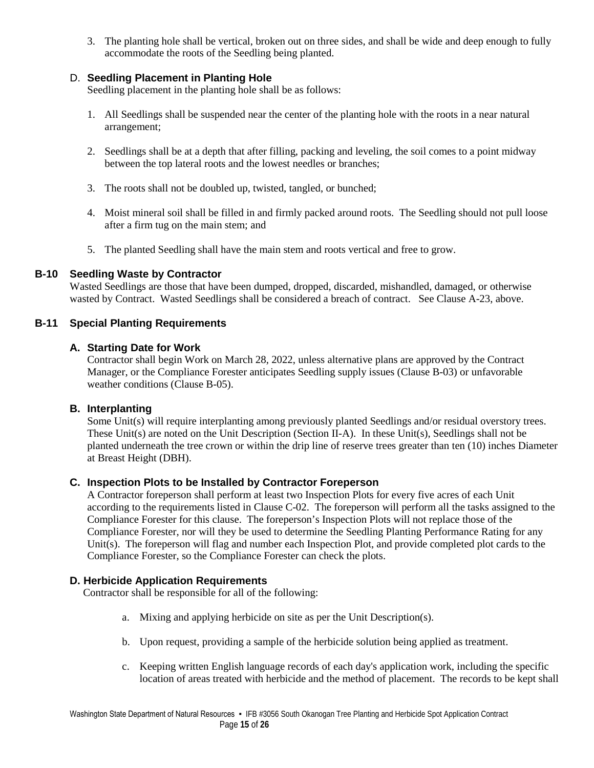3. The planting hole shall be vertical, broken out on three sides, and shall be wide and deep enough to fully accommodate the roots of the Seedling being planted.

### D. Seedling Placement in Planting Hole

Seedling placement in the planting hole shall be as follows:

1. All Seedlings shall be suspended near the center of the planting hole with the roots in a near natural arrangement;

2. Seedlings shall be at a depth that after filling, packing and leveling, the soil comes to a point midway between the top lateral roots and the lowest needles or branches;

3. The roots shall not be doubled up, twisted, tangled, or bunched;

4. Moist mineral soil shall be filled in and firmly packed around roots. The Seedling should not pull loose after a firm tug on the main stem; and

5. The planted Seedling shall have the main stem and roots vertical and free to grow.

## B-10 Seedling Waste by Contractor

Wasted Seedlings are those that have been dumped, dropped, discarded, mishandled, damaged, or otherwise wasted by Contract. Wasted Seedlings shall be considered a breach of contract. See Clause A-23, above.

## B-11 Special Planting Requirements

### A. Starting Date for Work

Contractor shall begin Work on March 28, 2022, unless alternative plans are approved by the Contract Manager, or the Compliance Forester anticipates Seedling supply issues (Clause B-03) or unfavorable weather conditions (Clause B-05).

### B. Interplanting

Some Unit(s) will require interplanting among previously planted Seedlings and/or residual overstory trees. These Unit(s) are noted on the Unit Description (Section II-A). In these Unit(s), Seedlings shall not be planted underneath the tree crown or within the drip line of reserve trees greater than ten (10) inches Diameter at Breast Height (DBH).

### C. Inspection Plots to be Installed by Contractor Foreperson

A Contractor foreperson shall perform at least two Inspection Plots for every five acres of each Unit according to the requirements listed in Clause C-02. The foreperson will perform all the tasks assigned to the Compliance Forester for this clause. The foreperson's Inspection Plots will not replace those of the Compliance Forester, nor will they be used to determine the Seedling Planting Performance Rating for any Unit(s). The foreperson will flag and number each Inspection Plot, and provide completed plot cards to the Compliance Forester, so the Compliance Forester can check the plots.

### D. Herbicide Application Requirements

Contractor shall be responsible for all of the following:

a. Mixing and applying herbicide on site as per the Unit Description(s).

b. Upon request, providing a sample of the herbicide solution being applied as treatment.

c. Keeping written English language records of each day's application work, including the specific location of areas treated with herbicide and the method of placement. The records to be kept shall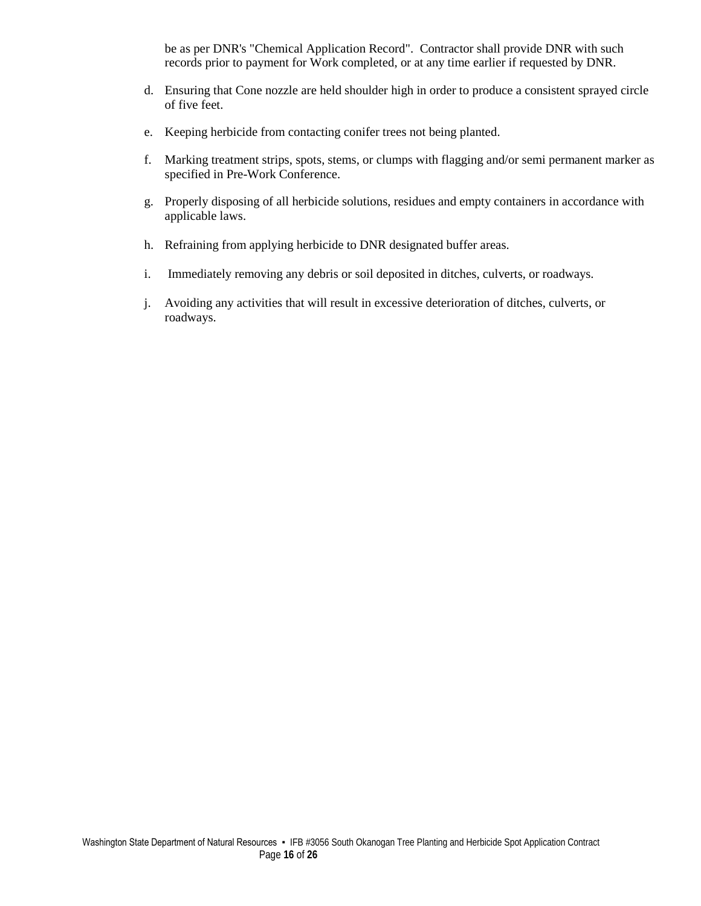be as per DNR's "Chemical Application Record". Contractor shall provide DNR with such records prior to payment for Work completed, or at any time earlier if requested by DNR.

d. Ensuring that Cone nozzle are held shoulder high in order to produce a consistent sprayed circle of five feet.

e. Keeping herbicide from contacting conifer trees not being planted.

f. Marking treatment strips, spots, stems, or clumps with flagging and/or semi permanent marker as specified in Pre-Work Conference.

g. Properly disposing of all herbicide solutions, residues and empty containers in accordance with applicable laws.

h. Refraining from applying herbicide to DNR designated buffer areas.

i. Immediately removing any debris or soil deposited in ditches, culverts, or roadways.

j. Avoiding any activities that will result in excessive deterioration of ditches, culverts, or roadways.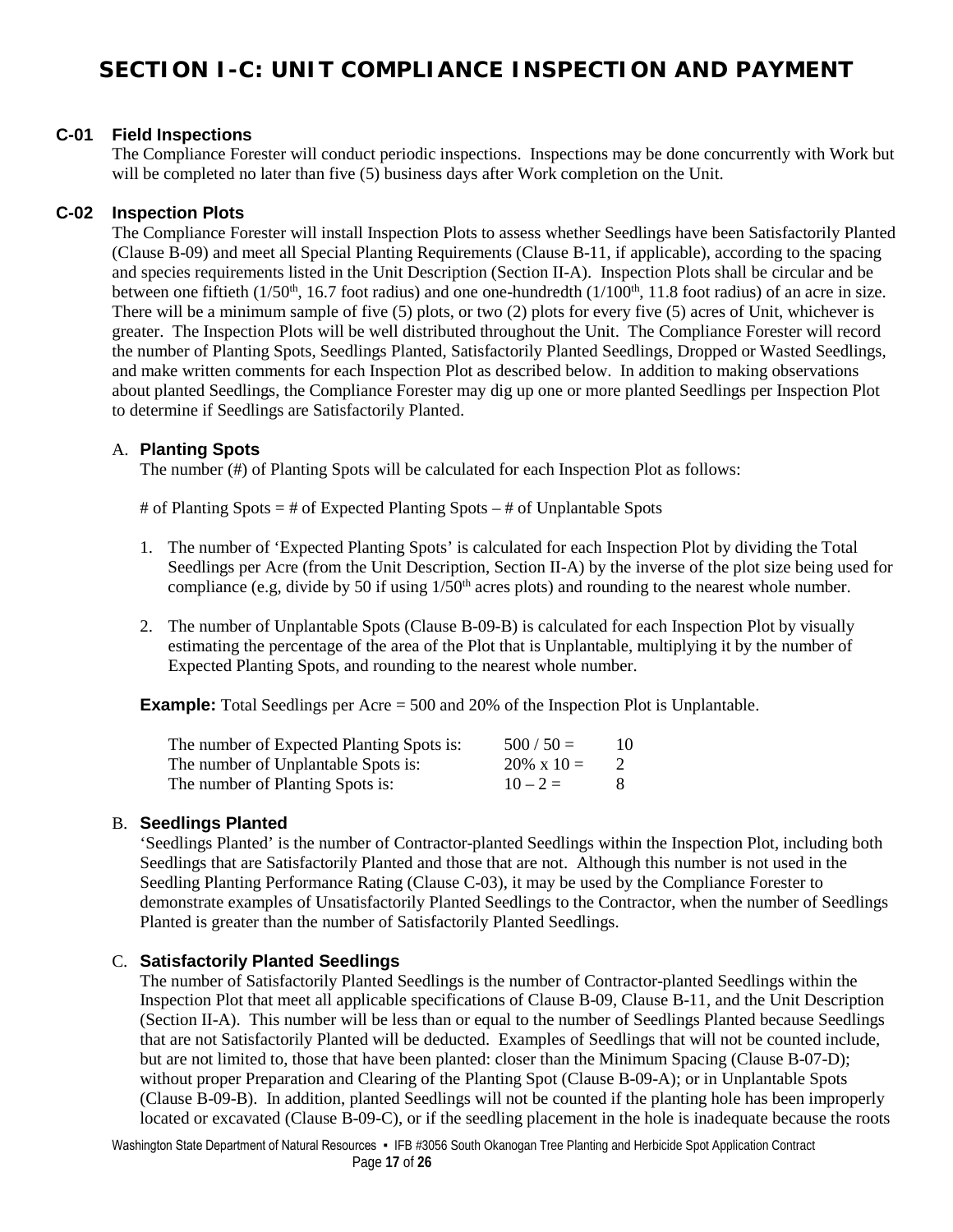# SECTION I-C: UNIT COMPLIANCE INSPECTION AND PAYMENT

### C-01 Field Inspections

The Compliance Forester will conduct periodic inspections. Inspections may be done concurrently with Work but will be completed no later than five (5) business days after Work completion on the Unit.

### C-02 Inspection Plots

The Compliance Forester will install Inspection Plots to assess whether Seedlings have been Satisfactorily Planted (Clause B-09) and meet all Special Planting Requirements (Clause B-11, if applicable), according to the spacing and species requirements listed in the Unit Description (Section II-A). Inspection Plots shall be circular and be between one fiftieth ($1/50^{th}$, 16.7 foot radius) and one one-hundredth ($1/100^{th}$, 11.8 foot radius) of an acre in size. There will be a minimum sample of five (5) plots, or two (2) plots for every five (5) acres of Unit, whichever is greater. The Inspection Plots will be well distributed throughout the Unit. The Compliance Forester will record the number of Planting Spots, Seedlings Planted, Satisfactorily Planted Seedlings, Dropped or Wasted Seedlings, and make written comments for each Inspection Plot as described below. In addition to making observations about planted Seedlings, the Compliance Forester may dig up one or more planted Seedlings per Inspection Plot to determine if Seedlings are Satisfactorily Planted.

A. **Planting Spots**

The number (#) of Planting Spots will be calculated for each Inspection Plot as follows:

\# of Planting Spots = # of Expected Planting Spots – # of Unplantable Spots

1. The number of 'Expected Planting Spots' is calculated for each Inspection Plot by dividing the Total Seedlings per Acre (from the Unit Description, Section II-A) by the inverse of the plot size being used for compliance (e.g, divide by 50 if using $1/50^{th}$ acres plots) and rounding to the nearest whole number.
2. The number of Unplantable Spots (Clause B-09-B) is calculated for each Inspection Plot by visually estimating the percentage of the area of the Plot that is Unplantable, multiplying it by the number of Expected Planting Spots, and rounding to the nearest whole number.

**Example:** Total Seedlings per Acre = 500 and 20% of the Inspection Plot is Unplantable.

| | | |
|---|---|---|
| The number of Expected Planting Spots is: | 500 / 50 = | 10 |
| The number of Unplantable Spots is: | 20% x 10 = | 2 |
| The number of Planting Spots is: | 10 – 2 = | 8 |

B. **Seedlings Planted**

'Seedlings Planted' is the number of Contractor-planted Seedlings within the Inspection Plot, including both Seedlings that are Satisfactorily Planted and those that are not. Although this number is not used in the Seedling Planting Performance Rating (Clause C-03), it may be used by the Compliance Forester to demonstrate examples of Unsatisfactorily Planted Seedlings to the Contractor, when the number of Seedlings Planted is greater than the number of Satisfactorily Planted Seedlings.

C. **Satisfactorily Planted Seedlings**

The number of Satisfactorily Planted Seedlings is the number of Contractor-planted Seedlings within the Inspection Plot that meet all applicable specifications of Clause B-09, Clause B-11, and the Unit Description (Section II-A). This number will be less than or equal to the number of Seedlings Planted because Seedlings that are not Satisfactorily Planted will be deducted. Examples of Seedlings that will not be counted include, but are not limited to, those that have been planted: closer than the Minimum Spacing (Clause B-07-D); without proper Preparation and Clearing of the Planting Spot (Clause B-09-A); or in Unplantable Spots (Clause B-09-B). In addition, planted Seedlings will not be counted if the planting hole has been improperly located or excavated (Clause B-09-C), or if the seedling placement in the hole is inadequate because the roots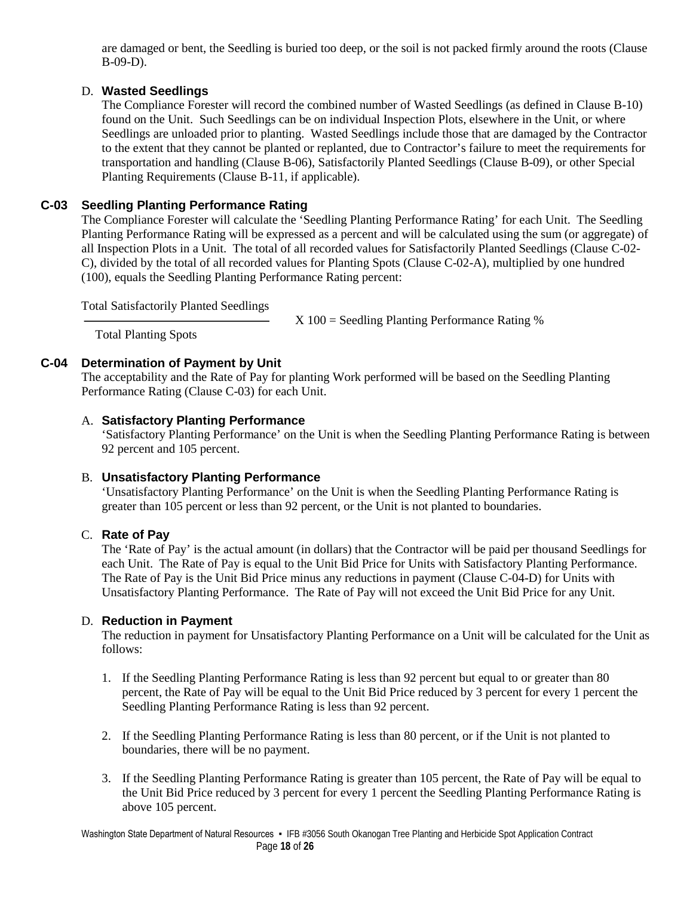are damaged or bent, the Seedling is buried too deep, or the soil is not packed firmly around the roots (Clause B-09-D).

D. **Wasted Seedlings**

The Compliance Forester will record the combined number of Wasted Seedlings (as defined in Clause B-10) found on the Unit. Such Seedlings can be on individual Inspection Plots, elsewhere in the Unit, or where Seedlings are unloaded prior to planting. Wasted Seedlings include those that are damaged by the Contractor to the extent that they cannot be planted or replanted, due to Contractor's failure to meet the requirements for transportation and handling (Clause B-06), Satisfactorily Planted Seedlings (Clause B-09), or other Special Planting Requirements (Clause B-11, if applicable).

## C-03 Seedling Planting Performance Rating

The Compliance Forester will calculate the 'Seedling Planting Performance Rating' for each Unit. The Seedling Planting Performance Rating will be expressed as a percent and will be calculated using the sum (or aggregate) of all Inspection Plots in a Unit. The total of all recorded values for Satisfactorily Planted Seedlings (Clause C-02-C), divided by the total of all recorded values for Planting Spots (Clause C-02-A), multiplied by one hundred (100), equals the Seedling Planting Performance Rating percent:

$$\frac{\text{Total Satisfactorily Planted Seedlings}}{\text{Total Planting Spots}} \text{ X } 100 = \text{Seedling Planting Performance Rating \%}$$

## C-04 Determination of Payment by Unit

The acceptability and the Rate of Pay for planting Work performed will be based on the Seedling Planting Performance Rating (Clause C-03) for each Unit.

A. **Satisfactory Planting Performance**

'Satisfactory Planting Performance' on the Unit is when the Seedling Planting Performance Rating is between 92 percent and 105 percent.

B. **Unsatisfactory Planting Performance**

'Unsatisfactory Planting Performance' on the Unit is when the Seedling Planting Performance Rating is greater than 105 percent or less than 92 percent, or the Unit is not planted to boundaries.

C. **Rate of Pay**

The 'Rate of Pay' is the actual amount (in dollars) that the Contractor will be paid per thousand Seedlings for each Unit. The Rate of Pay is equal to the Unit Bid Price for Units with Satisfactory Planting Performance. The Rate of Pay is the Unit Bid Price minus any reductions in payment (Clause C-04-D) for Units with Unsatisfactory Planting Performance. The Rate of Pay will not exceed the Unit Bid Price for any Unit.

D. **Reduction in Payment**

The reduction in payment for Unsatisfactory Planting Performance on a Unit will be calculated for the Unit as follows:

1. If the Seedling Planting Performance Rating is less than 92 percent but equal to or greater than 80 percent, the Rate of Pay will be equal to the Unit Bid Price reduced by 3 percent for every 1 percent the Seedling Planting Performance Rating is less than 92 percent.

2. If the Seedling Planting Performance Rating is less than 80 percent, or if the Unit is not planted to boundaries, there will be no payment.

3. If the Seedling Planting Performance Rating is greater than 105 percent, the Rate of Pay will be equal to the Unit Bid Price reduced by 3 percent for every 1 percent the Seedling Planting Performance Rating is above 105 percent.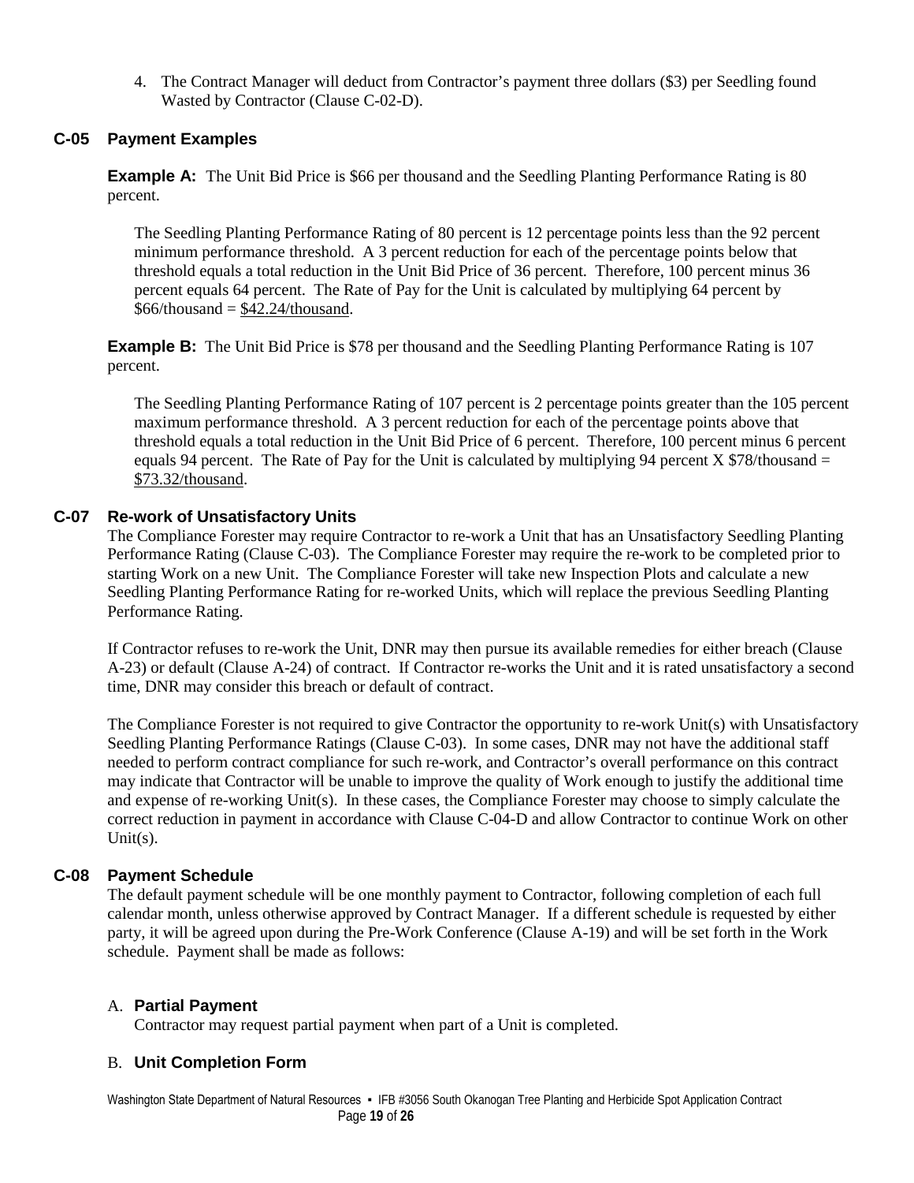4. The Contract Manager will deduct from Contractor's payment three dollars ($3) per Seedling found Wasted by Contractor (Clause C-02-D).

## C-05 Payment Examples

**Example A:** The Unit Bid Price is $66 per thousand and the Seedling Planting Performance Rating is 80 percent.

The Seedling Planting Performance Rating of 80 percent is 12 percentage points less than the 92 percent minimum performance threshold. A 3 percent reduction for each of the percentage points below that threshold equals a total reduction in the Unit Bid Price of 36 percent. Therefore, 100 percent minus 36 percent equals 64 percent. The Rate of Pay for the Unit is calculated by multiplying 64 percent by $66/thousand = <u>$42.24/thousand</u>.

**Example B:** The Unit Bid Price is $78 per thousand and the Seedling Planting Performance Rating is 107 percent.

The Seedling Planting Performance Rating of 107 percent is 2 percentage points greater than the 105 percent maximum performance threshold. A 3 percent reduction for each of the percentage points above that threshold equals a total reduction in the Unit Bid Price of 6 percent. Therefore, 100 percent minus 6 percent equals 94 percent. The Rate of Pay for the Unit is calculated by multiplying 94 percent X $78/thousand = <u>$73.32/thousand</u>.

## C-07 Re-work of Unsatisfactory Units

The Compliance Forester may require Contractor to re-work a Unit that has an Unsatisfactory Seedling Planting Performance Rating (Clause C-03). The Compliance Forester may require the re-work to be completed prior to starting Work on a new Unit. The Compliance Forester will take new Inspection Plots and calculate a new Seedling Planting Performance Rating for re-worked Units, which will replace the previous Seedling Planting Performance Rating.

If Contractor refuses to re-work the Unit, DNR may then pursue its available remedies for either breach (Clause A-23) or default (Clause A-24) of contract. If Contractor re-works the Unit and it is rated unsatisfactory a second time, DNR may consider this breach or default of contract.

The Compliance Forester is not required to give Contractor the opportunity to re-work Unit(s) with Unsatisfactory Seedling Planting Performance Ratings (Clause C-03). In some cases, DNR may not have the additional staff needed to perform contract compliance for such re-work, and Contractor's overall performance on this contract may indicate that Contractor will be unable to improve the quality of Work enough to justify the additional time and expense of re-working Unit(s). In these cases, the Compliance Forester may choose to simply calculate the correct reduction in payment in accordance with Clause C-04-D and allow Contractor to continue Work on other Unit(s).

## C-08 Payment Schedule

The default payment schedule will be one monthly payment to Contractor, following completion of each full calendar month, unless otherwise approved by Contract Manager. If a different schedule is requested by either party, it will be agreed upon during the Pre-Work Conference (Clause A-19) and will be set forth in the Work schedule. Payment shall be made as follows:

### A. **Partial Payment**

Contractor may request partial payment when part of a Unit is completed.

### B. **Unit Completion Form**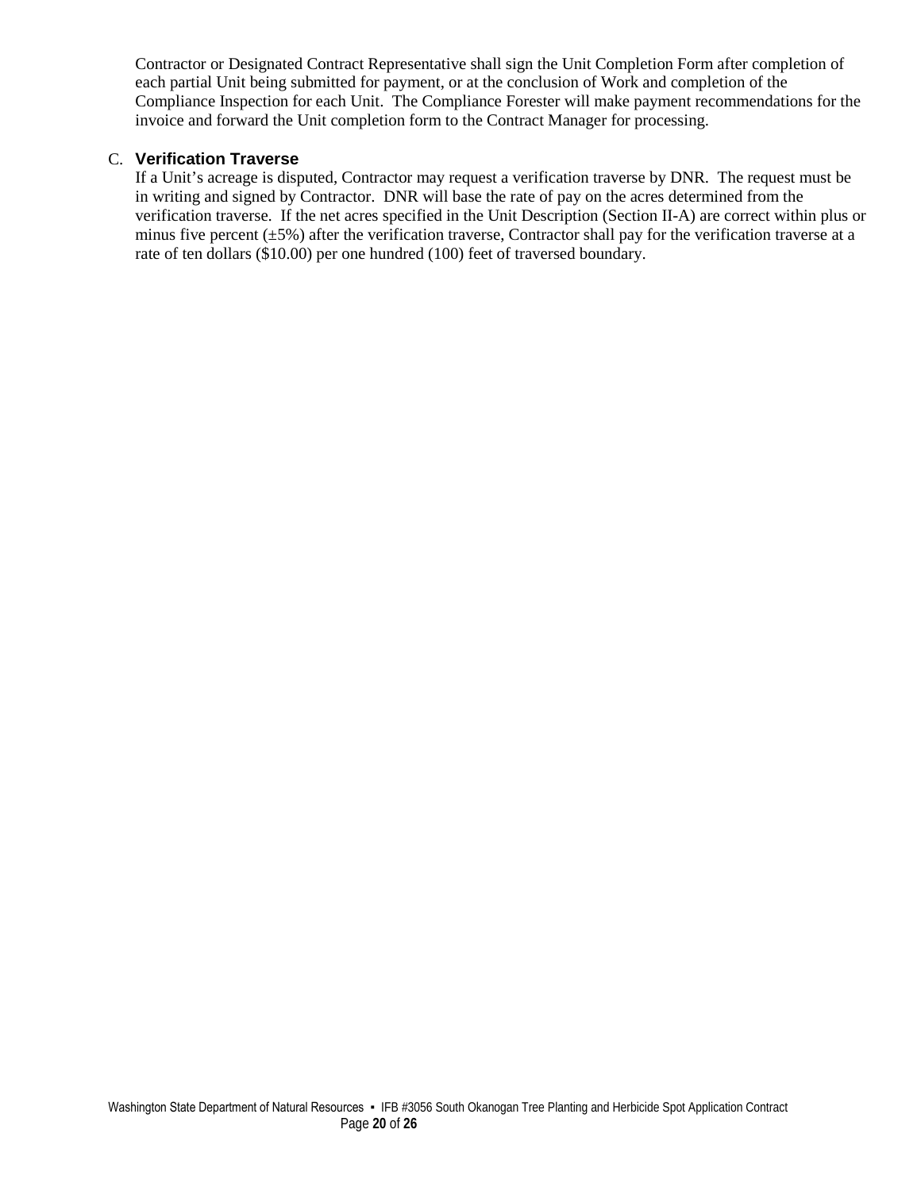Contractor or Designated Contract Representative shall sign the Unit Completion Form after completion of each partial Unit being submitted for payment, or at the conclusion of Work and completion of the Compliance Inspection for each Unit. The Compliance Forester will make payment recommendations for the invoice and forward the Unit completion form to the Contract Manager for processing.

C. **Verification Traverse**

If a Unit's acreage is disputed, Contractor may request a verification traverse by DNR. The request must be in writing and signed by Contractor. DNR will base the rate of pay on the acres determined from the verification traverse. If the net acres specified in the Unit Description (Section II-A) are correct within plus or minus five percent (±5%) after the verification traverse, Contractor shall pay for the verification traverse at a rate of ten dollars ($10.00) per one hundred (100) feet of traversed boundary.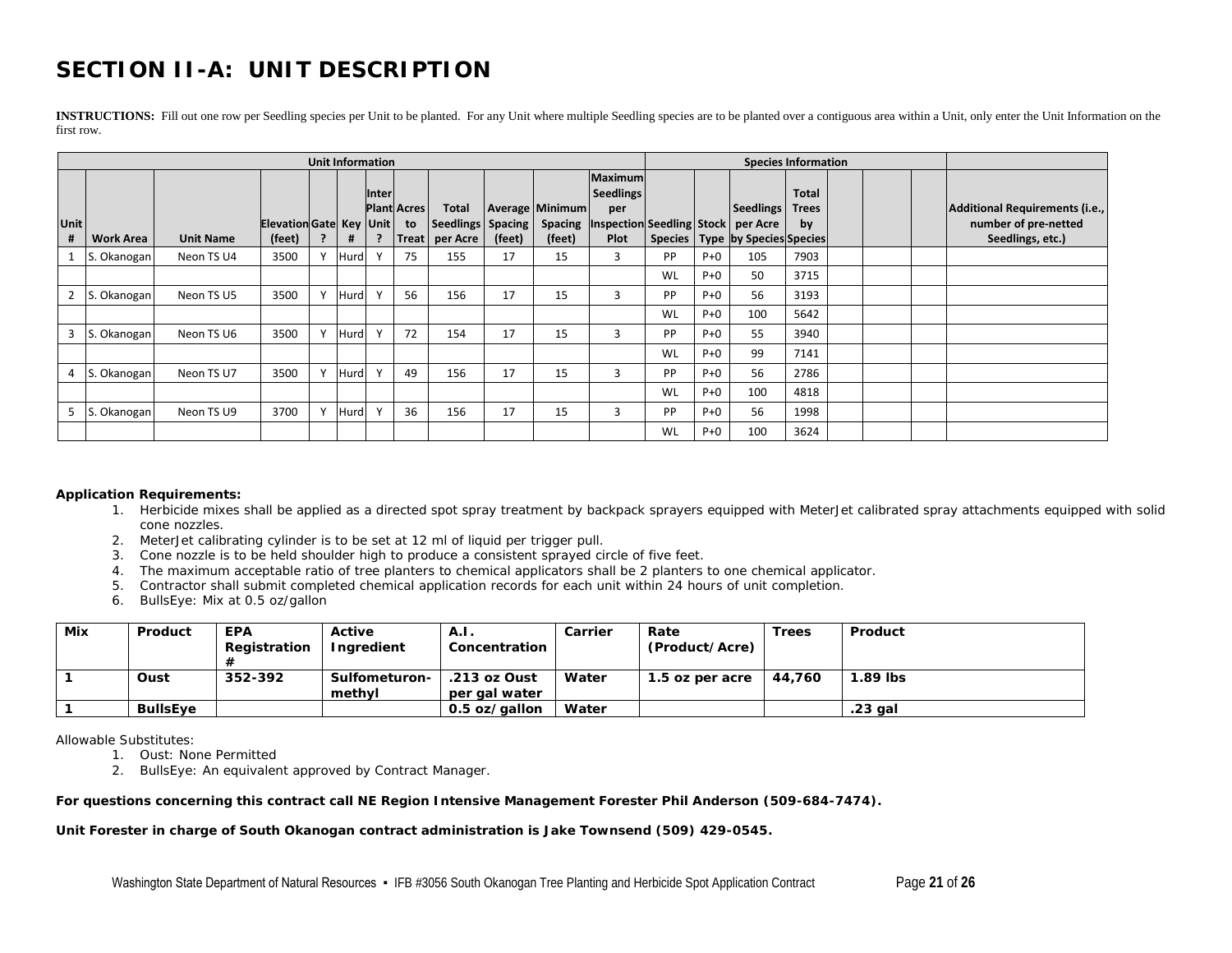# SECTION II-A: UNIT DESCRIPTION

**INSTRUCTIONS:** Fill out one row per Seedling species per Unit to be planted. For any Unit where multiple Seedling species are to be planted over a contiguous area within a Unit, only enter the Unit Information on the first row.

| Unit Information | | | | | | | | | | | | | Species Information | | | | | | | |
|---|---|---|---|---|---|---|---|---|---|---|---|---|---|---|---|---|---|---|---|---|
| Unit # | Work Area | Unit Name | Elevation (feet) | Gate ? | Key # | Inter Plant Unit ? | Acres to Treat | Total Seedlings per Acre | Average Spacing (feet) | Minimum Spacing (feet) | Maximum Seedlings per Inspection Plot | Seedling Species | Stock Type | Seedlings per Acre by Species | Total Trees by Species | | | | Additional Requirements (i.e., number of pre-netted Seedlings, etc.) |
| 1 | S. Okanogan | Neon TS U4 | 3500 | Y | Hurd | Y | 75 | 155 | 17 | 15 | 3 | PP | P+0 | 105 | 7903 | | | | |
| | | | | | | | | | | | | WL | P+0 | 50 | 3715 | | | | |
| 2 | S. Okanogan | Neon TS U5 | 3500 | Y | Hurd | Y | 56 | 156 | 17 | 15 | 3 | PP | P+0 | 56 | 3193 | | | | |
| | | | | | | | | | | | | WL | P+0 | 100 | 5642 | | | | |
| 3 | S. Okanogan | Neon TS U6 | 3500 | Y | Hurd | Y | 72 | 154 | 17 | 15 | 3 | PP | P+0 | 55 | 3940 | | | | |
| | | | | | | | | | | | | WL | P+0 | 99 | 7141 | | | | |
| 4 | S. Okanogan | Neon TS U7 | 3500 | Y | Hurd | Y | 49 | 156 | 17 | 15 | 3 | PP | P+0 | 56 | 2786 | | | | |
| | | | | | | | | | | | | WL | P+0 | 100 | 4818 | | | | |
| 5 | S. Okanogan | Neon TS U9 | 3700 | Y | Hurd | Y | 36 | 156 | 17 | 15 | 3 | PP | P+0 | 56 | 1998 | | | | |
| | | | | | | | | | | | | WL | P+0 | 100 | 3624 | | | | |

**Application Requirements:**

1. Herbicide mixes shall be applied as a directed spot spray treatment by backpack sprayers equipped with MeterJet calibrated spray attachments equipped with solid cone nozzles.
2. MeterJet calibrating cylinder is to be set at 12 ml of liquid per trigger pull.
3. Cone nozzle is to be held shoulder high to produce a consistent sprayed circle of five feet.
4. The maximum acceptable ratio of tree planters to chemical applicators shall be 2 planters to one chemical applicator.
5. Contractor shall submit completed chemical application records for each unit within 24 hours of unit completion.
6. BullsEye: Mix at 0.5 oz/gallon

| Mix | Product | EPA Registration # | Active Ingredient | A.I. Concentration | Carrier | Rate (Product/Acre) | Trees | Product |
|---|---|---|---|---|---|---|---|---|
| 1 | Oust | 352-392 | Sulfometuron-methyl | .213 oz Oust per gal water | Water | 1.5 oz per acre | 44,760 | 1.89 lbs |
| 1 | BullsEye | | | 0.5 oz/gallon | Water | | | .23 gal |

Allowable Substitutes:

1. Oust: None Permitted
2. BullsEye: An equivalent approved by Contract Manager.

**For questions concerning this contract call NE Region Intensive Management Forester Phil Anderson (509-684-7474).**

**Unit Forester in charge of South Okanogan contract administration is Jake Townsend (509) 429-0545.**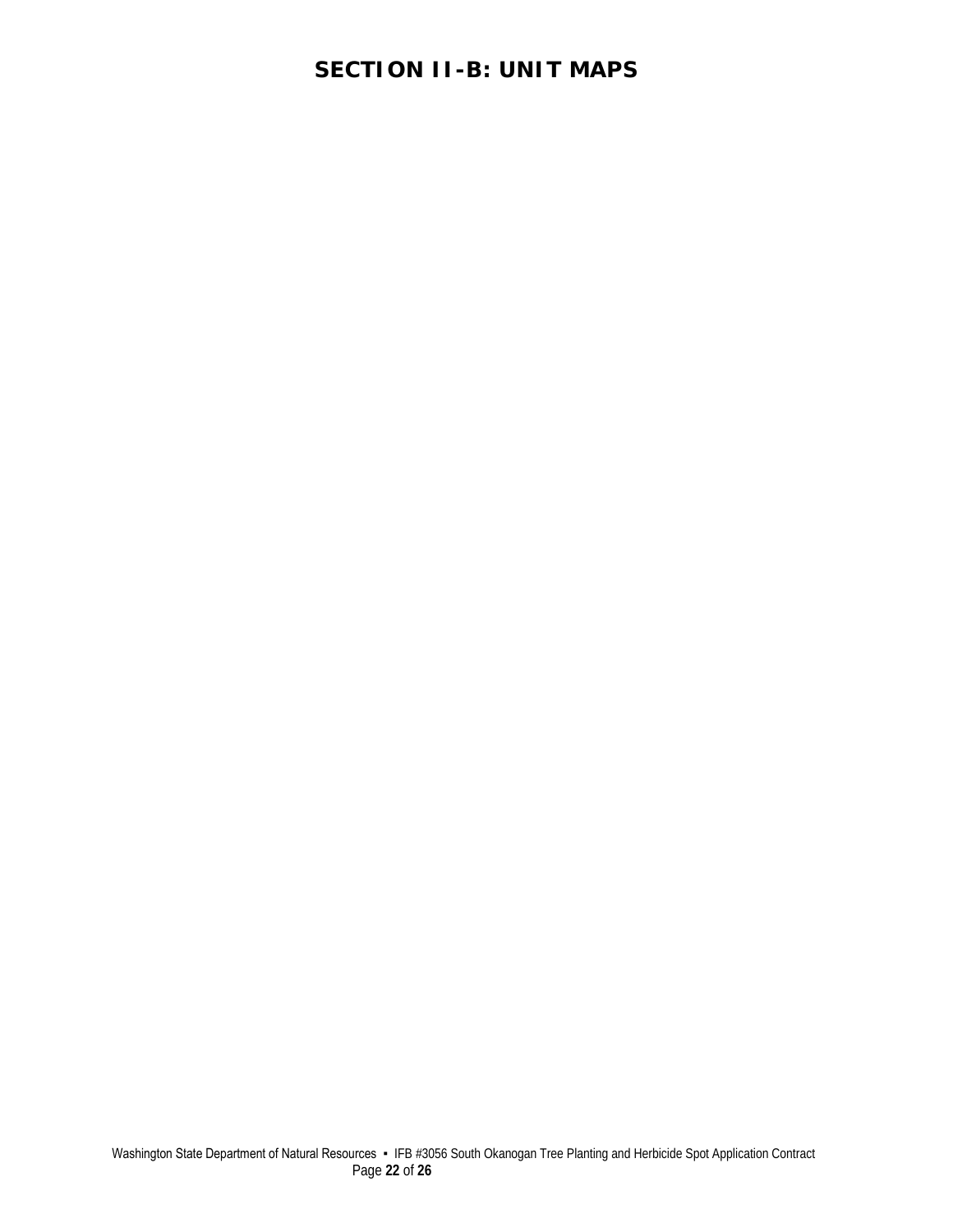# SECTION II-B: UNIT MAPS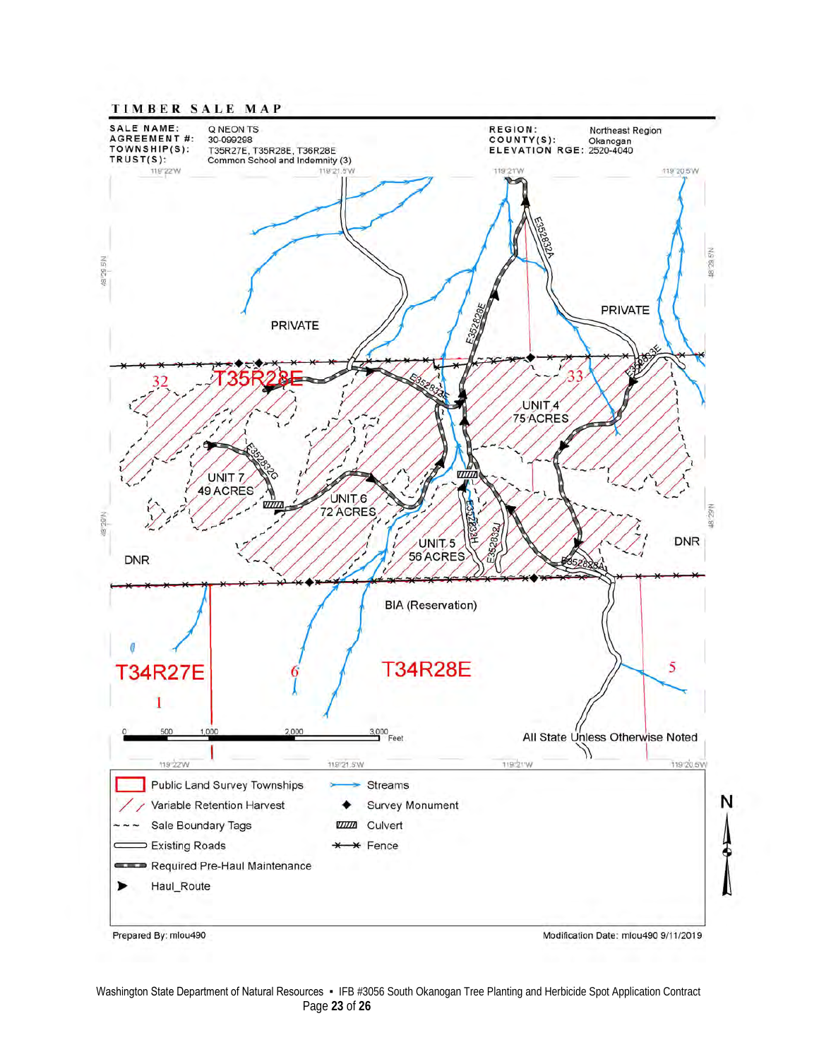# TIMBER SALE MAP

| | | | |
|---|---|---|---|
| **SALE NAME:** | Q NEON TS | **REGION:** | Northeast Region |
| **AGREEMENT #:** | 30-099298 | **COUNTY(S):** | Okanogan |
| **TOWNSHIP(S):** | T35R27E, T35R28E, T36R28E | **ELEVATION RGE:** | 2520-4040 |
| **TRUST(S):** | Common School and Indemnity (3) | | |

PRIVATE

PRIVATE

T35R28E

32

33

UNIT 4
75 ACRES

UNIT 7
49 ACRES

UNIT 6
72 ACRES

UNIT 5
56 ACRES

DNR

DNR

BIA (Reservation)

T34R27E

T34R28E

1

6

5

E352832A

E352828E

E352832E

E352832G

E352832H

E352832J

E352833E

0 500 1,000 2,000 3,000 Feet

All State Unless Otherwise Noted

| Legend | |
|---|---|
| Public Land Survey Townships | Streams |
| Variable Retention Harvest | Survey Monument |
| Sale Boundary Tags | Culvert |
| Existing Roads | Fence |
| Required Pre-Haul Maintenance | |
| Haul_Route | |

N

Prepared By: mlou490

Modification Date: mlou490 9/11/2019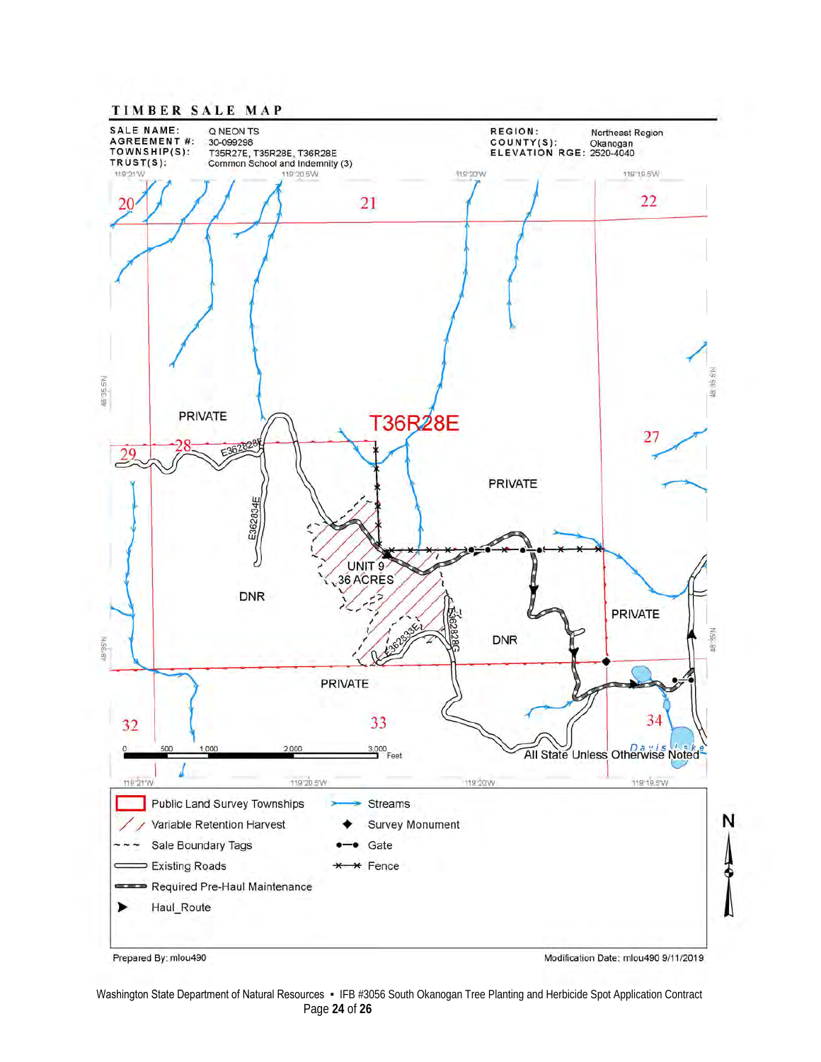# TIMBER SALE MAP

| | | | |
|---|---|---|---|
| **SALE NAME:** | Q NEON TS | **REGION:** | Northeast Region |
| **AGREEMENT #:** | 30-099298 | **COUNTY(S):** | Okanogan |
| **TOWNSHIP(S):** | T35R27E, T35R28E, T36R28E | **ELEVATION RGE:** | 2520-4040 |
| **TRUST(S):** | Common School and Indemnity (3) | | |

T36R28E

PRIVATE

DNR

UNIT 9
36 ACRES

All State Unless Otherwise Noted

Davis Lake

0 500 1,000 2,000 3,000 Feet

**Legend**

- Public Land Survey Townships
- Variable Retention Harvest
- Sale Boundary Tags
- Existing Roads
- Required Pre-Haul Maintenance
- Haul_Route
- Streams
- Survey Monument
- Gate
- Fence

Prepared By: mlou490

Modification Date: mlou490 9/11/2019

Washington State Department of Natural Resources ▪ IFB #3056 South Okanogan Tree Planting and Herbicide Spot Application Contract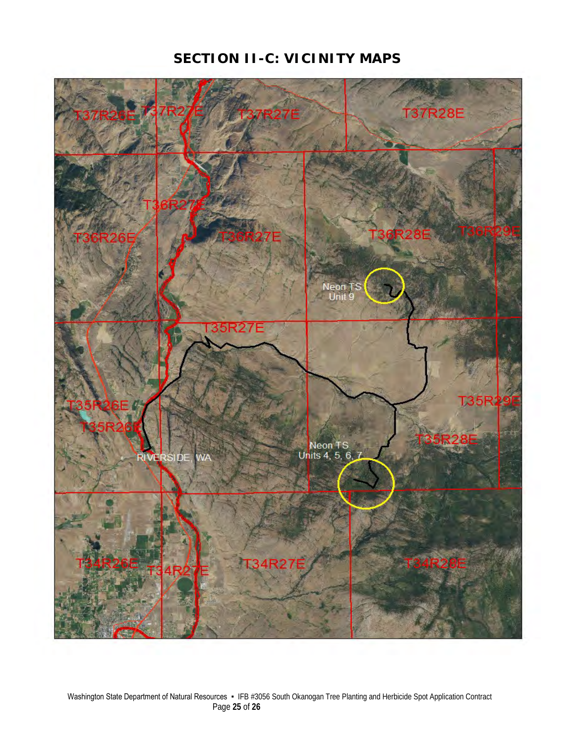# SECTION II-C: VICINITY MAPS

T37R26E
T37R27E
T37R27E
T37R28E
T36R27E
T36R26E
T36R27E
T36R28E
T36R29E
Neon TS Unit 9
T35R27E
T35R26E
T35R26E
T35R29E
T35R28E
Neon TS Units 4, 5, 6, 7
RIVERSIDE, WA
T34R26E
T34R27E
T34R27E
T34R28E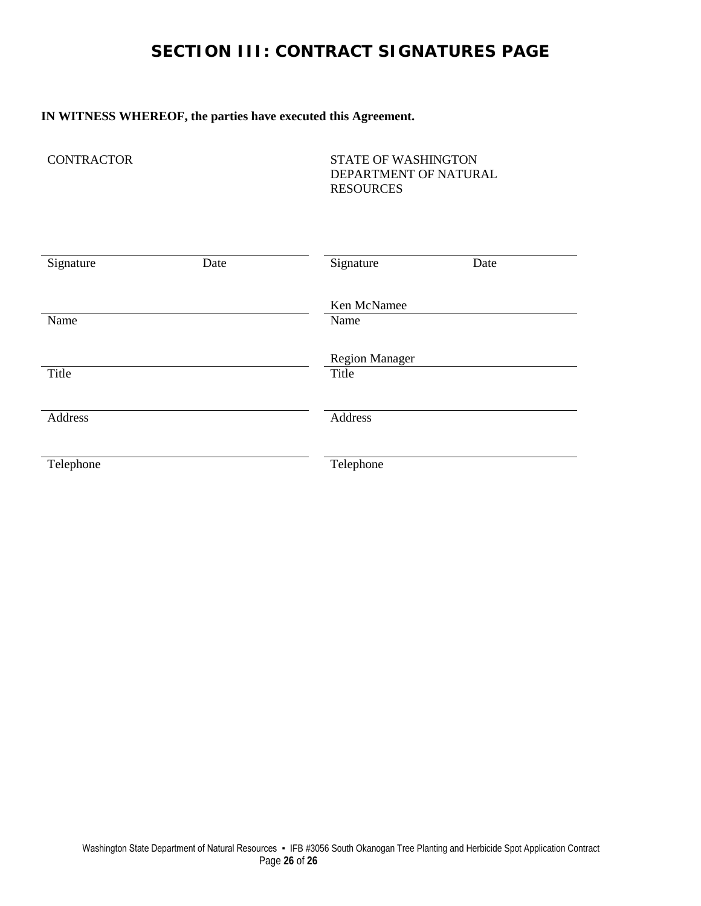# SECTION III: CONTRACT SIGNATURES PAGE

**IN WITNESS WHEREOF, the parties have executed this Agreement.**

| CONTRACTOR | STATE OF WASHINGTON DEPARTMENT OF NATURAL RESOURCES |
|---|---|
| | |
| Signature          Date | Signature          Date |
| | Ken McNamee |
| Name | Name |
| | Region Manager |
| Title | Title |
| | |
| Address | Address |
| | |
| Telephone | Telephone |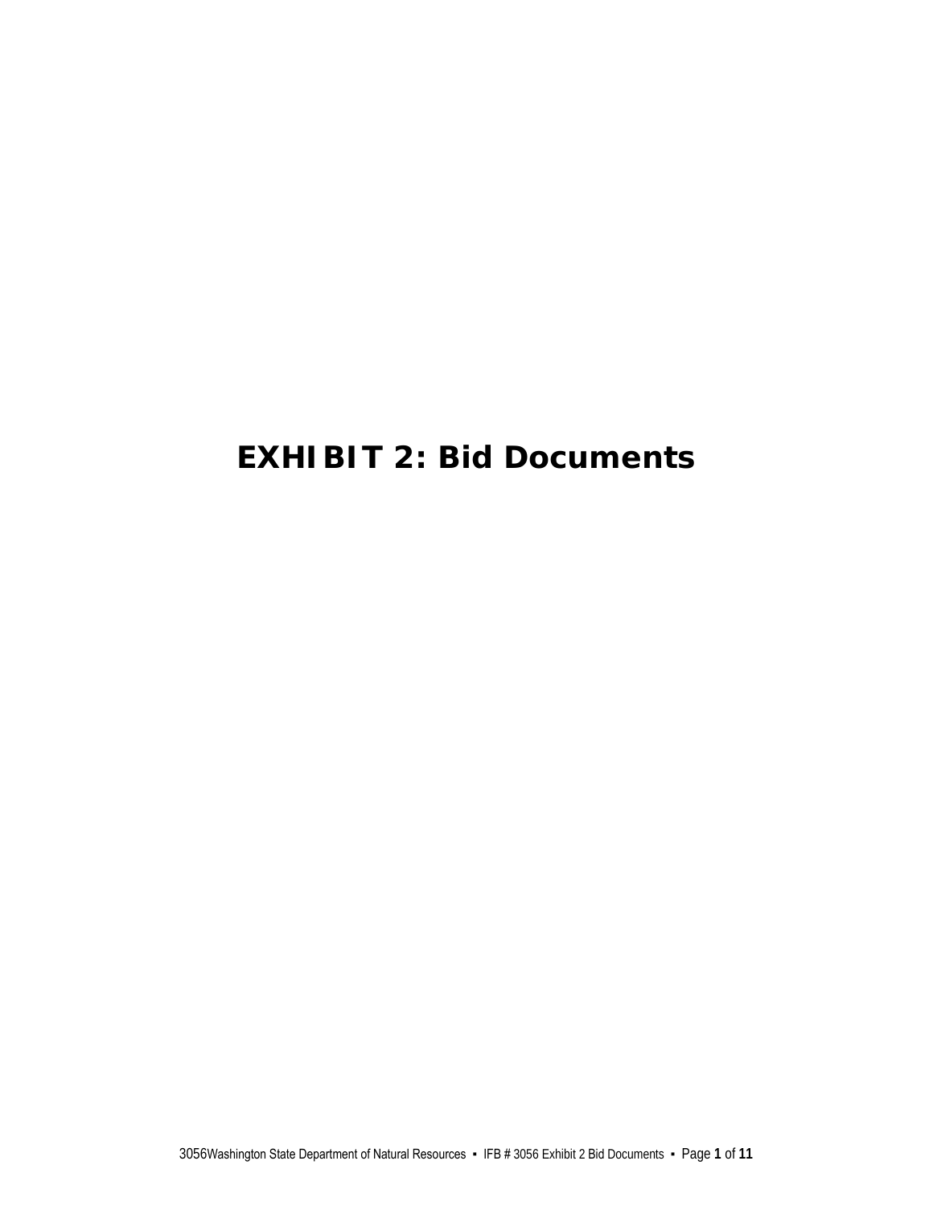# EXHIBIT 2: Bid Documents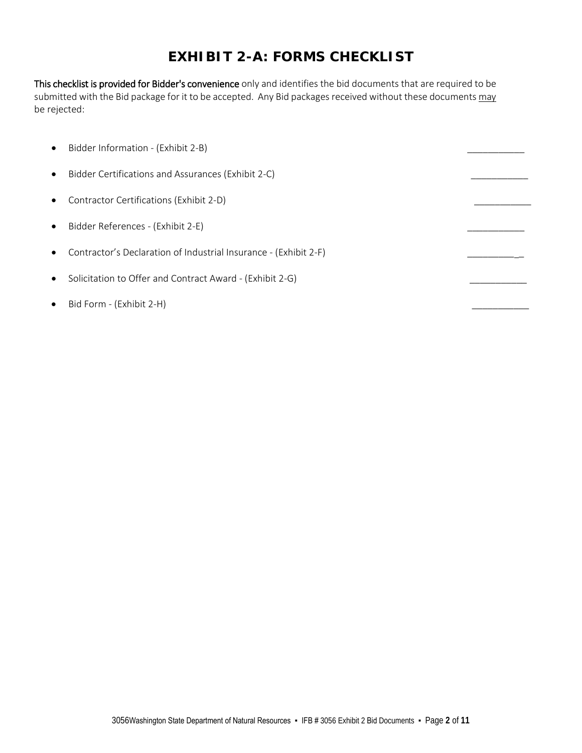# EXHIBIT 2-A: FORMS CHECKLIST

**This checklist is provided for Bidder's convenience** only and identifies the bid documents that are required to be submitted with the Bid package for it to be accepted. Any Bid packages received without these documents may be rejected:

- Bidder Information - (Exhibit 2-B) ___________
- Bidder Certifications and Assurances (Exhibit 2-C) ___________
- Contractor Certifications (Exhibit 2-D) ___________
- Bidder References - (Exhibit 2-E) ___________
- Contractor's Declaration of Industrial Insurance - (Exhibit 2-F) ___________
- Solicitation to Offer and Contract Award - (Exhibit 2-G) ___________
- Bid Form - (Exhibit 2-H) ___________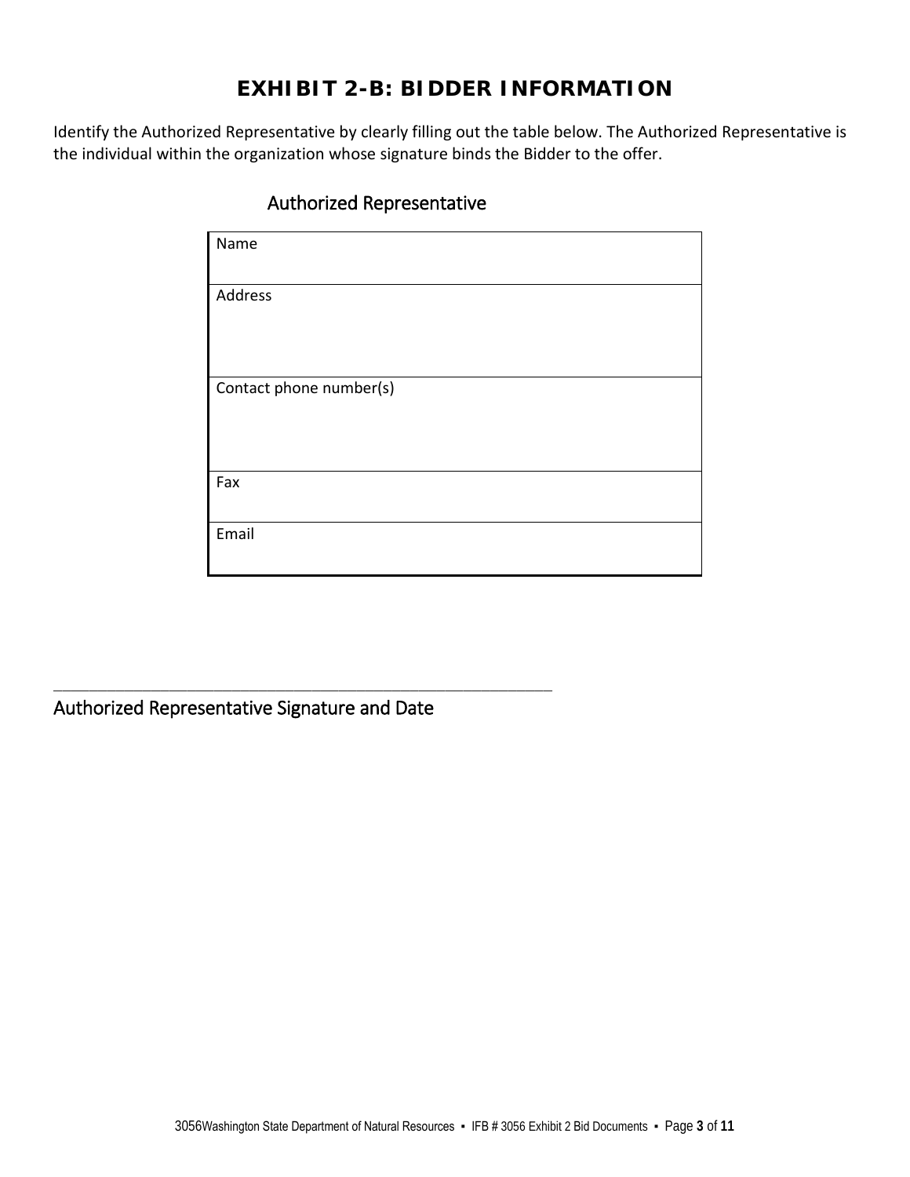# EXHIBIT 2-B: BIDDER INFORMATION

Identify the Authorized Representative by clearly filling out the table below. The Authorized Representative is the individual within the organization whose signature binds the Bidder to the offer.

## Authorized Representative

| Name |
|---|
| Address |
| Contact phone number(s) |
| Fax |
| Email |

\_\_\_\_\_\_\_\_\_\_\_\_\_\_\_\_\_\_\_\_\_\_\_\_\_\_\_\_\_\_\_\_\_\_\_\_\_\_\_\_\_\_\_\_\_\_\_\_\_\_\_\_\_\_\_\_\_\_

Authorized Representative Signature and Date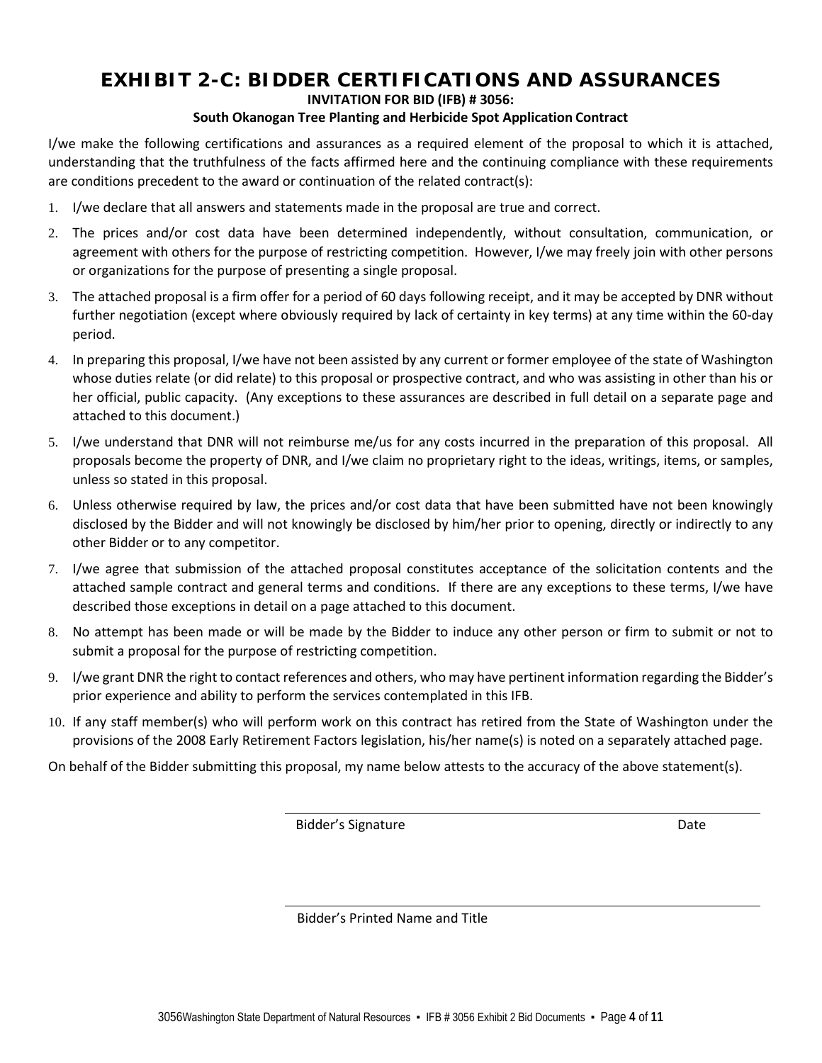# EXHIBIT 2-C: BIDDER CERTIFICATIONS AND ASSURANCES

**INVITATION FOR BID (IFB) # 3056:**

**South Okanogan Tree Planting and Herbicide Spot Application Contract**

I/we make the following certifications and assurances as a required element of the proposal to which it is attached, understanding that the truthfulness of the facts affirmed here and the continuing compliance with these requirements are conditions precedent to the award or continuation of the related contract(s):

1. I/we declare that all answers and statements made in the proposal are true and correct.
2. The prices and/or cost data have been determined independently, without consultation, communication, or agreement with others for the purpose of restricting competition. However, I/we may freely join with other persons or organizations for the purpose of presenting a single proposal.
3. The attached proposal is a firm offer for a period of 60 days following receipt, and it may be accepted by DNR without further negotiation (except where obviously required by lack of certainty in key terms) at any time within the 60-day period.
4. In preparing this proposal, I/we have not been assisted by any current or former employee of the state of Washington whose duties relate (or did relate) to this proposal or prospective contract, and who was assisting in other than his or her official, public capacity. (Any exceptions to these assurances are described in full detail on a separate page and attached to this document.)
5. I/we understand that DNR will not reimburse me/us for any costs incurred in the preparation of this proposal. All proposals become the property of DNR, and I/we claim no proprietary right to the ideas, writings, items, or samples, unless so stated in this proposal.
6. Unless otherwise required by law, the prices and/or cost data that have been submitted have not been knowingly disclosed by the Bidder and will not knowingly be disclosed by him/her prior to opening, directly or indirectly to any other Bidder or to any competitor.
7. I/we agree that submission of the attached proposal constitutes acceptance of the solicitation contents and the attached sample contract and general terms and conditions. If there are any exceptions to these terms, I/we have described those exceptions in detail on a page attached to this document.
8. No attempt has been made or will be made by the Bidder to induce any other person or firm to submit or not to submit a proposal for the purpose of restricting competition.
9. I/we grant DNR the right to contact references and others, who may have pertinent information regarding the Bidder's prior experience and ability to perform the services contemplated in this IFB.
10. If any staff member(s) who will perform work on this contract has retired from the State of Washington under the provisions of the 2008 Early Retirement Factors legislation, his/her name(s) is noted on a separately attached page.

On behalf of the Bidder submitting this proposal, my name below attests to the accuracy of the above statement(s).

\_\_\_\_\_\_\_\_\_\_\_\_\_\_\_\_\_\_\_\_\_\_\_\_\_\_\_\_\_\_\_\_\_\_\_\_\_\_\_\_\_\_\_\_

Bidder's Signature                                        Date

\_\_\_\_\_\_\_\_\_\_\_\_\_\_\_\_\_\_\_\_\_\_\_\_\_\_\_\_\_\_\_\_\_\_\_\_\_\_\_\_\_\_\_\_

Bidder's Printed Name and Title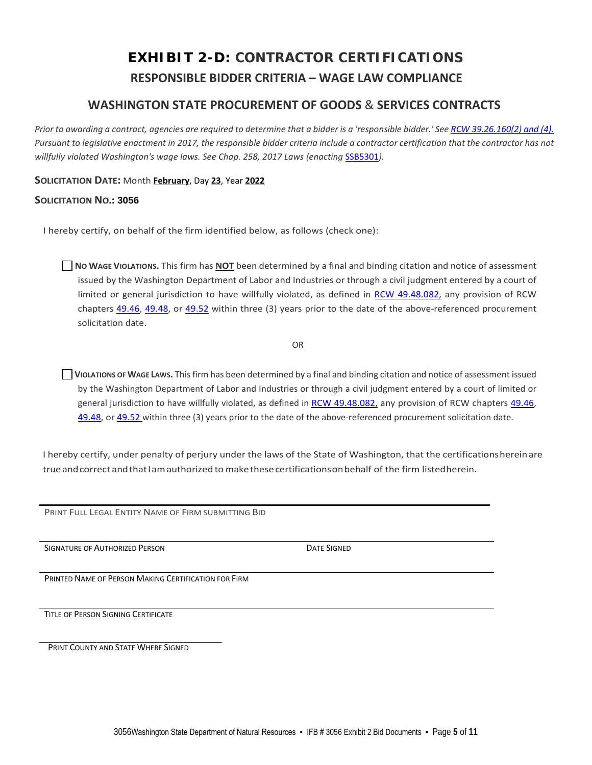# EXHIBIT 2-D: CONTRACTOR CERTIFICATIONS

## RESPONSIBLE BIDDER CRITERIA – WAGE LAW COMPLIANCE

## WASHINGTON STATE PROCUREMENT OF GOODS & SERVICES CONTRACTS

*Prior to awarding a contract, agencies are required to determine that a bidder is a 'responsible bidder.' See RCW 39.26.160(2) and (4). Pursuant to legislative enactment in 2017, the responsible bidder criteria include a contractor certification that the contractor has not willfully violated Washington's wage laws. See Chap. 258, 2017 Laws (enacting SSB5301).*

**SOLICITATION DATE:** Month **February**, Day **23**, Year **2022**

**SOLICITATION NO.: 3056**

I hereby certify, on behalf of the firm identified below, as follows (check one):

☐ **NO WAGE VIOLATIONS.** This firm has **NOT** been determined by a final and binding citation and notice of assessment issued by the Washington Department of Labor and Industries or through a civil judgment entered by a court of limited or general jurisdiction to have willfully violated, as defined in RCW 49.48.082, any provision of RCW chapters 49.46, 49.48, or 49.52 within three (3) years prior to the date of the above-referenced procurement solicitation date.

OR

☐ **VIOLATIONS OF WAGE LAWS.** This firm has been determined by a final and binding citation and notice of assessment issued by the Washington Department of Labor and Industries or through a civil judgment entered by a court of limited or general jurisdiction to have willfully violated, as defined in RCW 49.48.082, any provision of RCW chapters 49.46, 49.48, or 49.52 within three (3) years prior to the date of the above-referenced procurement solicitation date.

I hereby certify, under penalty of perjury under the laws of the State of Washington, that the certifications herein are true and correct and that I am authorized to make these certifications on behalf of the firm listed herein.

\_\_\_\_\_\_\_\_\_\_\_\_\_\_\_\_\_\_\_\_\_\_\_\_\_\_\_\_\_\_\_\_\_\_\_\_\_\_\_\_
PRINT FULL LEGAL ENTITY NAME OF FIRM SUBMITTING BID

\_\_\_\_\_\_\_\_\_\_\_\_\_\_\_\_\_\_\_\_\_\_\_\_\_\_\_\_\_\_\_\_\_\_\_\_\_\_\_\_
SIGNATURE OF AUTHORIZED PERSON　　　　　　　　DATE SIGNED

\_\_\_\_\_\_\_\_\_\_\_\_\_\_\_\_\_\_\_\_\_\_\_\_\_\_\_\_\_\_\_\_\_\_\_\_\_\_\_\_
PRINTED NAME OF PERSON MAKING CERTIFICATION FOR FIRM

\_\_\_\_\_\_\_\_\_\_\_\_\_\_\_\_\_\_\_\_\_\_\_\_\_\_\_\_\_\_\_\_\_\_\_\_\_\_\_\_
TITLE OF PERSON SIGNING CERTIFICATE

\_\_\_\_\_\_\_\_\_\_\_\_\_\_\_\_\_\_\_\_\_\_\_\_\_\_\_\_\_\_\_\_\_\_\_\_\_\_\_\_
PRINT COUNTY AND STATE WHERE SIGNED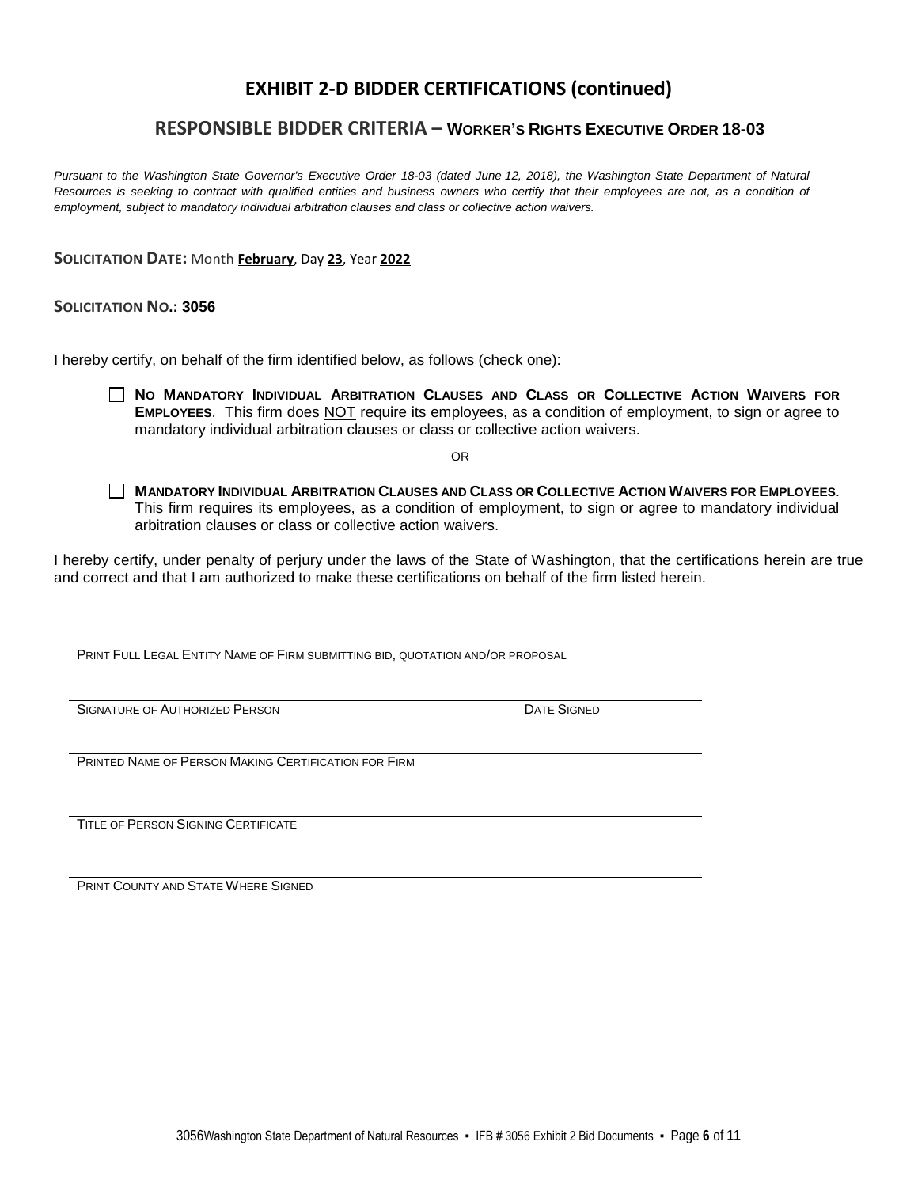# EXHIBIT 2-D BIDDER CERTIFICATIONS (continued)

## RESPONSIBLE BIDDER CRITERIA – WORKER'S RIGHTS EXECUTIVE ORDER 18-03

*Pursuant to the Washington State Governor's Executive Order 18-03 (dated June 12, 2018), the Washington State Department of Natural Resources is seeking to contract with qualified entities and business owners who certify that their employees are not, as a condition of employment, subject to mandatory individual arbitration clauses and class or collective action waivers.*

**SOLICITATION DATE:** Month **February**, Day **23**, Year **2022**

**SOLICITATION NO.: 3056**

I hereby certify, on behalf of the firm identified below, as follows (check one):

☐ **NO MANDATORY INDIVIDUAL ARBITRATION CLAUSES AND CLASS OR COLLECTIVE ACTION WAIVERS FOR EMPLOYEES**. This firm does NOT require its employees, as a condition of employment, to sign or agree to mandatory individual arbitration clauses or class or collective action waivers.

OR

☐ **MANDATORY INDIVIDUAL ARBITRATION CLAUSES AND CLASS OR COLLECTIVE ACTION WAIVERS FOR EMPLOYEES**. This firm requires its employees, as a condition of employment, to sign or agree to mandatory individual arbitration clauses or class or collective action waivers.

I hereby certify, under penalty of perjury under the laws of the State of Washington, that the certifications herein are true and correct and that I am authorized to make these certifications on behalf of the firm listed herein.

\_\_\_\_\_\_\_\_\_\_\_\_\_\_\_\_\_\_\_\_\_\_\_\_\_\_\_\_\_\_\_\_\_\_\_\_\_\_\_\_\_\_\_\_\_\_\_\_\_\_\_\_\_\_\_\_\_\_\_\_
PRINT FULL LEGAL ENTITY NAME OF FIRM SUBMITTING BID, QUOTATION AND/OR PROPOSAL

\_\_\_\_\_\_\_\_\_\_\_\_\_\_\_\_\_\_\_\_\_\_\_\_\_\_\_\_\_\_\_\_\_\_\_\_\_\_\_\_\_\_\_\_\_\_\_\_\_\_\_\_\_\_\_\_\_\_\_\_
SIGNATURE OF AUTHORIZED PERSON DATE SIGNED

\_\_\_\_\_\_\_\_\_\_\_\_\_\_\_\_\_\_\_\_\_\_\_\_\_\_\_\_\_\_\_\_\_\_\_\_\_\_\_\_\_\_\_\_\_\_\_\_\_\_\_\_\_\_\_\_\_\_\_\_
PRINTED NAME OF PERSON MAKING CERTIFICATION FOR FIRM

\_\_\_\_\_\_\_\_\_\_\_\_\_\_\_\_\_\_\_\_\_\_\_\_\_\_\_\_\_\_\_\_\_\_\_\_\_\_\_\_\_\_\_\_\_\_\_\_\_\_\_\_\_\_\_\_\_\_\_\_
TITLE OF PERSON SIGNING CERTIFICATE

\_\_\_\_\_\_\_\_\_\_\_\_\_\_\_\_\_\_\_\_\_\_\_\_\_\_\_\_\_\_\_\_\_\_\_\_\_\_\_\_\_\_\_\_\_\_\_\_\_\_\_\_\_\_\_\_\_\_\_\_
PRINT COUNTY AND STATE WHERE SIGNED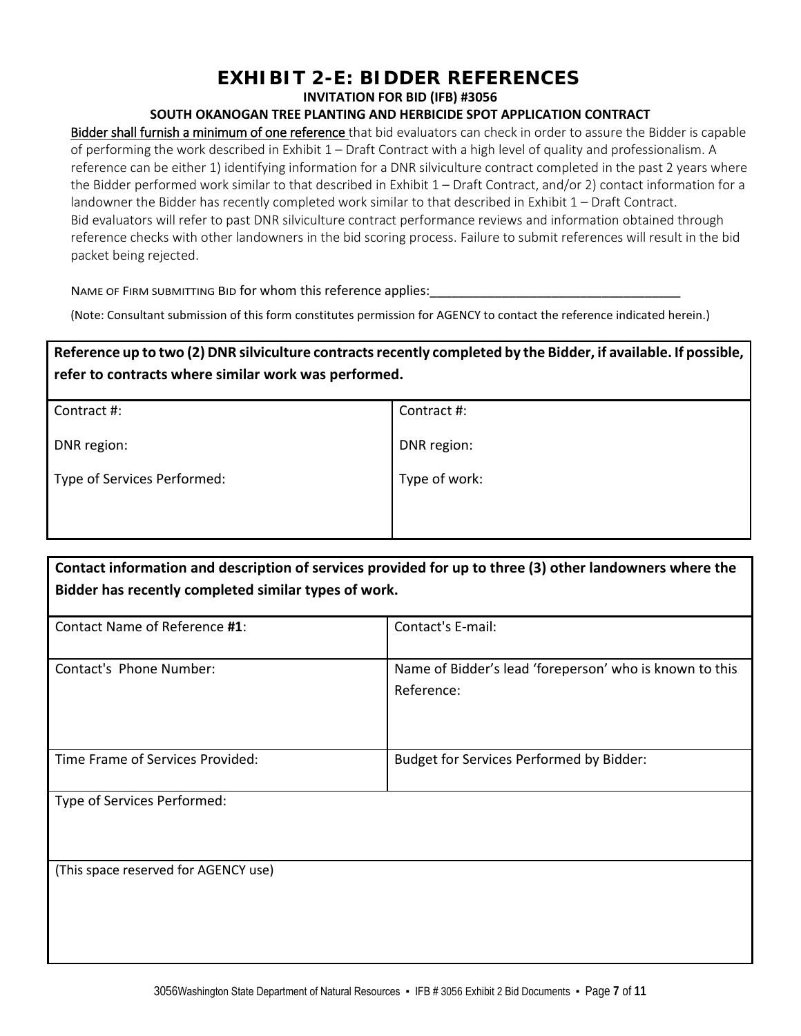# EXHIBIT 2-E: BIDDER REFERENCES

**INVITATION FOR BID (IFB) #3056**

**SOUTH OKANOGAN TREE PLANTING AND HERBICIDE SPOT APPLICATION CONTRACT**

Bidder shall furnish a minimum of one reference that bid evaluators can check in order to assure the Bidder is capable of performing the work described in Exhibit 1 – Draft Contract with a high level of quality and professionalism. A reference can be either 1) identifying information for a DNR silviculture contract completed in the past 2 years where the Bidder performed work similar to that described in Exhibit 1 – Draft Contract, and/or 2) contact information for a landowner the Bidder has recently completed work similar to that described in Exhibit 1 – Draft Contract. Bid evaluators will refer to past DNR silviculture contract performance reviews and information obtained through reference checks with other landowners in the bid scoring process. Failure to submit references will result in the bid packet being rejected.

NAME OF FIRM SUBMITTING BID for whom this reference applies:___________________________________

(Note: Consultant submission of this form constitutes permission for AGENCY to contact the reference indicated herein.)

| **Reference up to two (2) DNR silviculture contracts recently completed by the Bidder, if available. If possible, refer to contracts where similar work was performed.** | |
|---|---|
| Contract #:<br><br>DNR region:<br><br>Type of Services Performed: | Contract #:<br><br>DNR region:<br><br>Type of work: |

| **Contact information and description of services provided for up to three (3) other landowners where the Bidder has recently completed similar types of work.** | |
|---|---|
| Contact Name of Reference **#1**: | Contact's E-mail: |
| Contact's Phone Number: | Name of Bidder's lead 'foreperson' who is known to this Reference: |
| Time Frame of Services Provided: | Budget for Services Performed by Bidder: |
| Type of Services Performed: | |
| (This space reserved for AGENCY use) | |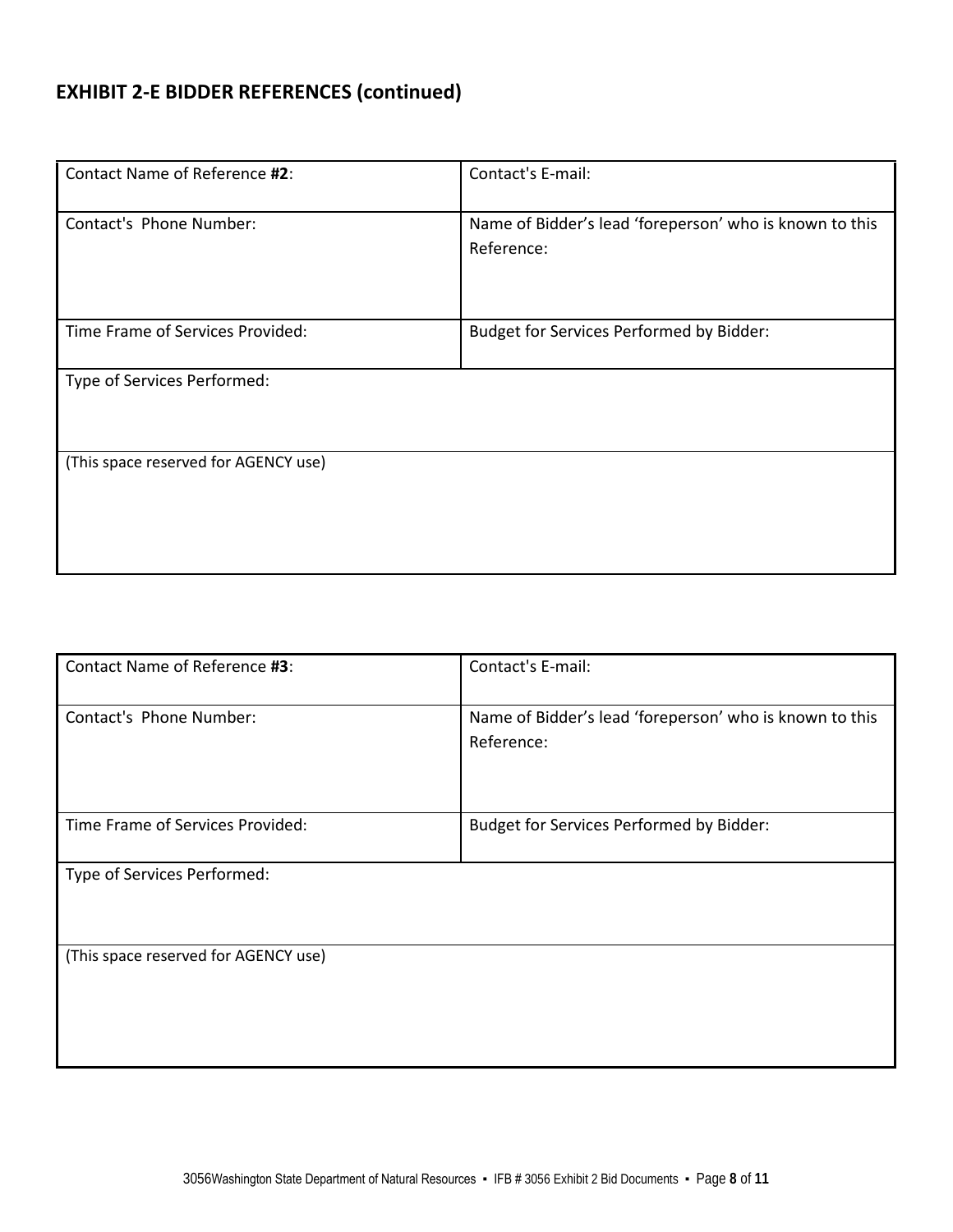## EXHIBIT 2-E BIDDER REFERENCES (continued)

| Contact Name of Reference **#2**: | Contact's E-mail: |
|---|---|
| Contact's Phone Number: | Name of Bidder's lead 'foreperson' who is known to this Reference: |
| Time Frame of Services Provided: | Budget for Services Performed by Bidder: |
| Type of Services Performed: | |
| (This space reserved for AGENCY use) | |

| Contact Name of Reference **#3**: | Contact's E-mail: |
|---|---|
| Contact's Phone Number: | Name of Bidder's lead 'foreperson' who is known to this Reference: |
| Time Frame of Services Provided: | Budget for Services Performed by Bidder: |
| Type of Services Performed: | |
| (This space reserved for AGENCY use) | |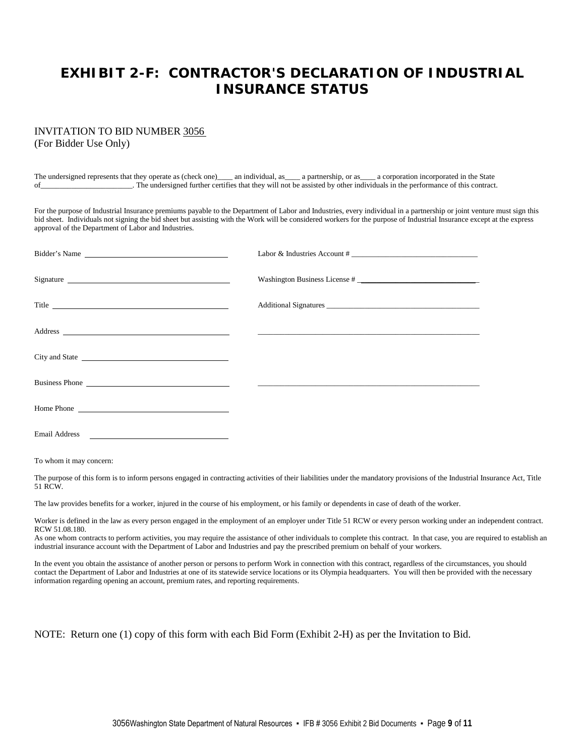# EXHIBIT 2-F: CONTRACTOR'S DECLARATION OF INDUSTRIAL INSURANCE STATUS

INVITATION TO BID NUMBER 3056
(For Bidder Use Only)

The undersigned represents that they operate as (check one)____ an individual, as____ a partnership, or as____ a corporation incorporated in the State of________________________. The undersigned further certifies that they will not be assisted by other individuals in the performance of this contract.

For the purpose of Industrial Insurance premiums payable to the Department of Labor and Industries, every individual in a partnership or joint venture must sign this bid sheet. Individuals not signing the bid sheet but assisting with the Work will be considered workers for the purpose of Industrial Insurance except at the express approval of the Department of Labor and Industries.

Bidder's Name ______________________________ Labor & Industries Account # ______________________________

Signature ______________________________ Washington Business License # ______________________________

Title ______________________________ Additional Signatures ______________________________

Address ______________________________ ______________________________

City and State ______________________________

Business Phone ______________________________ ______________________________

Home Phone ______________________________

Email Address ______________________________

To whom it may concern:

The purpose of this form is to inform persons engaged in contracting activities of their liabilities under the mandatory provisions of the Industrial Insurance Act, Title 51 RCW.

The law provides benefits for a worker, injured in the course of his employment, or his family or dependents in case of death of the worker.

Worker is defined in the law as every person engaged in the employment of an employer under Title 51 RCW or every person working under an independent contract. RCW 51.08.180.
As one whom contracts to perform activities, you may require the assistance of other individuals to complete this contract. In that case, you are required to establish an industrial insurance account with the Department of Labor and Industries and pay the prescribed premium on behalf of your workers.

In the event you obtain the assistance of another person or persons to perform Work in connection with this contract, regardless of the circumstances, you should contact the Department of Labor and Industries at one of its statewide service locations or its Olympia headquarters. You will then be provided with the necessary information regarding opening an account, premium rates, and reporting requirements.

NOTE: Return one (1) copy of this form with each Bid Form (Exhibit 2-H) as per the Invitation to Bid.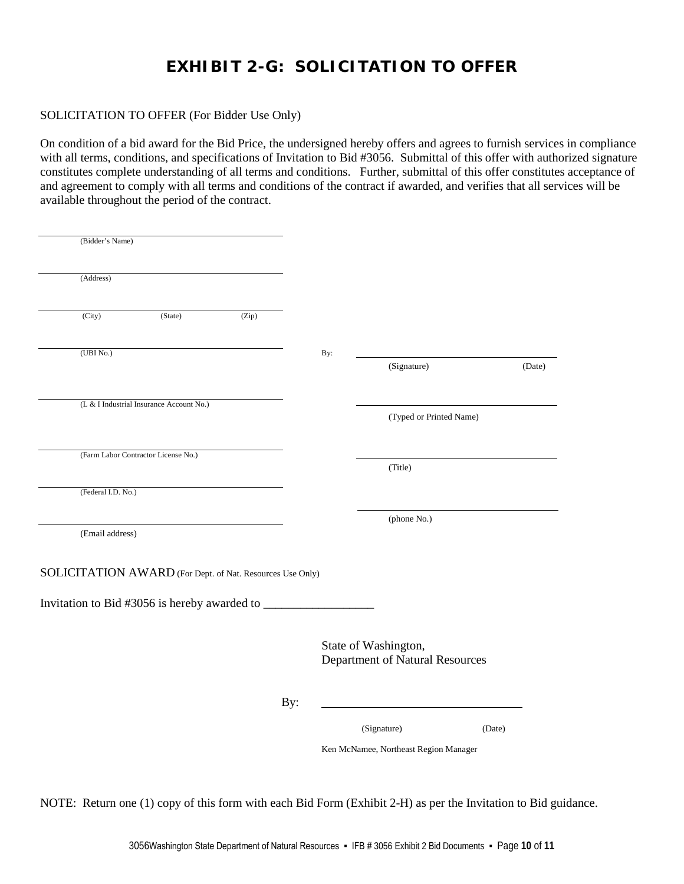# EXHIBIT 2-G: SOLICITATION TO OFFER

SOLICITATION TO OFFER (For Bidder Use Only)

On condition of a bid award for the Bid Price, the undersigned hereby offers and agrees to furnish services in compliance with all terms, conditions, and specifications of Invitation to Bid #3056. Submittal of this offer with authorized signature constitutes complete understanding of all terms and conditions. Further, submittal of this offer constitutes acceptance of and agreement to comply with all terms and conditions of the contract if awarded, and verifies that all services will be available throughout the period of the contract.

______________________________
(Bidder's Name)

______________________________
(Address)

______________________________
(City) (State) (Zip)

______________________________
(UBI No.)

______________________________
(L & I Industrial Insurance Account No.)

______________________________
(Farm Labor Contractor License No.)

______________________________
(Federal I.D. No.)

______________________________
(Email address)

By: ______________________________
(Signature) (Date)

______________________________
(Typed or Printed Name)

______________________________
(Title)

______________________________
(phone No.)

SOLICITATION AWARD (For Dept. of Nat. Resources Use Only)

Invitation to Bid #3056 is hereby awarded to __________________

State of Washington,
Department of Natural Resources

By: ______________________________
(Signature) (Date)

Ken McNamee, Northeast Region Manager

NOTE: Return one (1) copy of this form with each Bid Form (Exhibit 2-H) as per the Invitation to Bid guidance.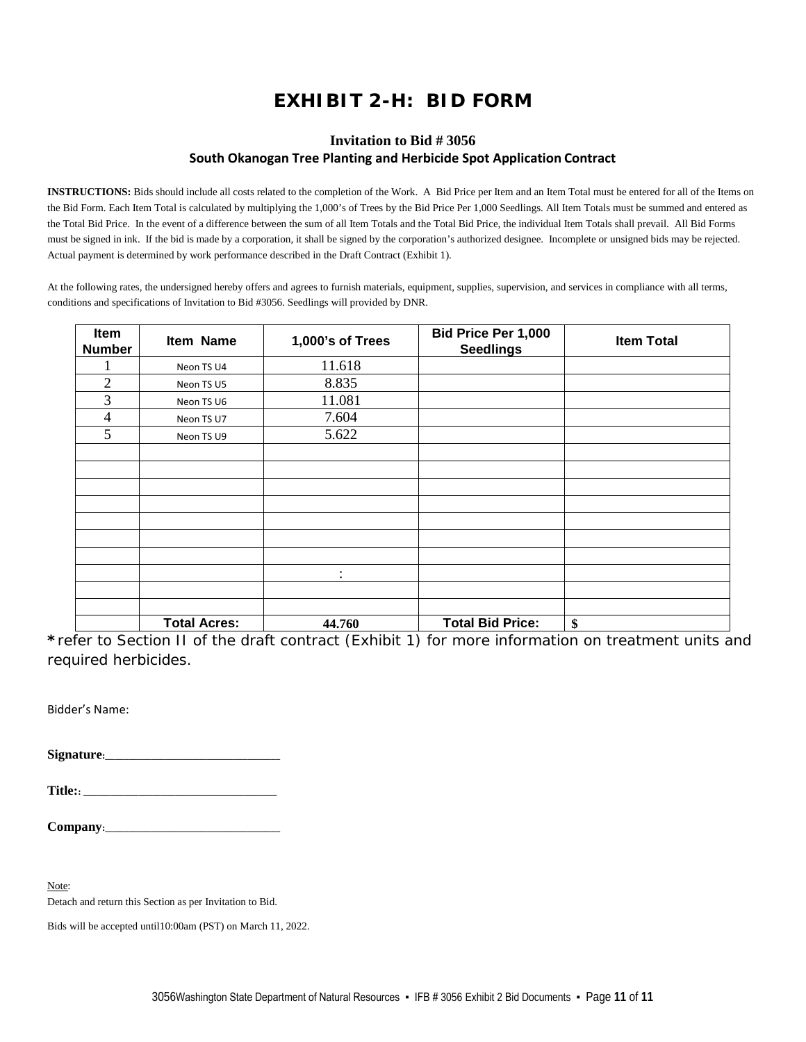# EXHIBIT 2-H: BID FORM

### Invitation to Bid # 3056
### South Okanogan Tree Planting and Herbicide Spot Application Contract

**INSTRUCTIONS:** Bids should include all costs related to the completion of the Work. A Bid Price per Item and an Item Total must be entered for all of the Items on the Bid Form. Each Item Total is calculated by multiplying the 1,000's of Trees by the Bid Price Per 1,000 Seedlings. All Item Totals must be summed and entered as the Total Bid Price. In the event of a difference between the sum of all Item Totals and the Total Bid Price, the individual Item Totals shall prevail. All Bid Forms must be signed in ink. If the bid is made by a corporation, it shall be signed by the corporation's authorized designee. Incomplete or unsigned bids may be rejected. Actual payment is determined by work performance described in the Draft Contract (Exhibit 1).

At the following rates, the undersigned hereby offers and agrees to furnish materials, equipment, supplies, supervision, and services in compliance with all terms, conditions and specifications of Invitation to Bid #3056. Seedlings will provided by DNR.

| Item Number | Item Name | 1,000's of Trees | Bid Price Per 1,000 Seedlings | Item Total |
|---|---|---|---|---|
| 1 | Neon TS U4 | 11.618 | | |
| 2 | Neon TS U5 | 8.835 | | |
| 3 | Neon TS U6 | 11.081 | | |
| 4 | Neon TS U7 | 7.604 | | |
| 5 | Neon TS U9 | 5.622 | | |
| | | | | |
| | | | | |
| | | | | |
| | | | | |
| | | | | |
| | | | | |
| | | | | |
| | | : | | |
| | | | | |
| | | | | |
| | **Total Acres:** | **44.760** | **Total Bid Price:** | **$** |

**\*** refer to Section II of the draft contract (Exhibit 1) for more information on treatment units and required herbicides.

Bidder's Name:

**Signature**:____________________________

**Title:**: ______________________________

**Company**:____________________________

Note:

Detach and return this Section as per Invitation to Bid.

Bids will be accepted until10:00am (PST) on March 11, 2022.